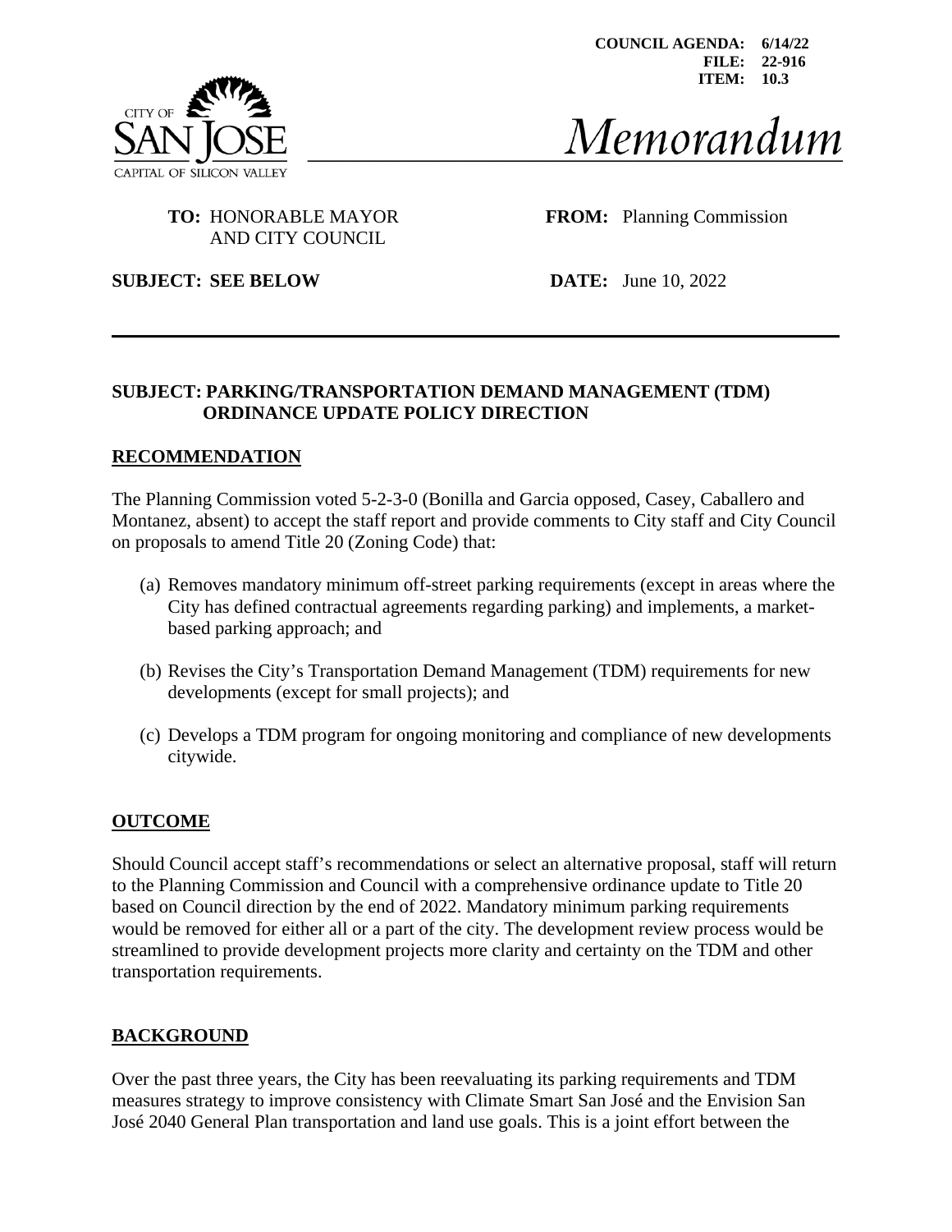COUNCIL AGENDA: 6/14/22
FILE: 22-916
ITEM: 10.3

CITY OF SAN JOSE
CAPITAL OF SILICON VALLEY

# Memorandum

**TO:** HONORABLE MAYOR AND CITY COUNCIL

**FROM:** Planning Commission

**SUBJECT: SEE BELOW**

**DATE:** June 10, 2022

---

**SUBJECT: PARKING/TRANSPORTATION DEMAND MANAGEMENT (TDM) ORDINANCE UPDATE POLICY DIRECTION**

## RECOMMENDATION

The Planning Commission voted 5-2-3-0 (Bonilla and Garcia opposed, Casey, Caballero and Montanez, absent) to accept the staff report and provide comments to City staff and City Council on proposals to amend Title 20 (Zoning Code) that:

(a) Removes mandatory minimum off-street parking requirements (except in areas where the City has defined contractual agreements regarding parking) and implements, a market-based parking approach; and

(b) Revises the City's Transportation Demand Management (TDM) requirements for new developments (except for small projects); and

(c) Develops a TDM program for ongoing monitoring and compliance of new developments citywide.

## OUTCOME

Should Council accept staff's recommendations or select an alternative proposal, staff will return to the Planning Commission and Council with a comprehensive ordinance update to Title 20 based on Council direction by the end of 2022. Mandatory minimum parking requirements would be removed for either all or a part of the city. The development review process would be streamlined to provide development projects more clarity and certainty on the TDM and other transportation requirements.

## BACKGROUND

Over the past three years, the City has been reevaluating its parking requirements and TDM measures strategy to improve consistency with Climate Smart San José and the Envision San José 2040 General Plan transportation and land use goals. This is a joint effort between the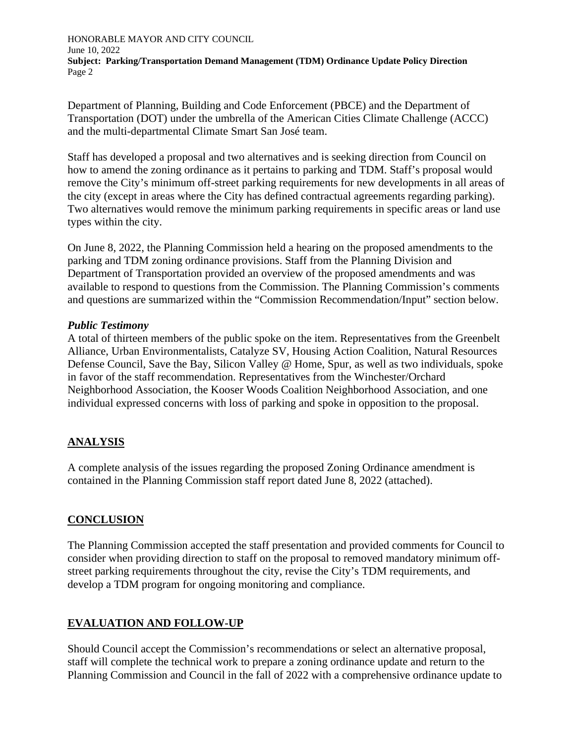Department of Planning, Building and Code Enforcement (PBCE) and the Department of Transportation (DOT) under the umbrella of the American Cities Climate Challenge (ACCC) and the multi-departmental Climate Smart San José team.

Staff has developed a proposal and two alternatives and is seeking direction from Council on how to amend the zoning ordinance as it pertains to parking and TDM. Staff's proposal would remove the City's minimum off-street parking requirements for new developments in all areas of the city (except in areas where the City has defined contractual agreements regarding parking). Two alternatives would remove the minimum parking requirements in specific areas or land use types within the city.

On June 8, 2022, the Planning Commission held a hearing on the proposed amendments to the parking and TDM zoning ordinance provisions. Staff from the Planning Division and Department of Transportation provided an overview of the proposed amendments and was available to respond to questions from the Commission. The Planning Commission's comments and questions are summarized within the "Commission Recommendation/Input" section below.

***Public Testimony***

A total of thirteen members of the public spoke on the item. Representatives from the Greenbelt Alliance, Urban Environmentalists, Catalyze SV, Housing Action Coalition, Natural Resources Defense Council, Save the Bay, Silicon Valley @ Home, Spur, as well as two individuals, spoke in favor of the staff recommendation. Representatives from the Winchester/Orchard Neighborhood Association, the Kooser Woods Coalition Neighborhood Association, and one individual expressed concerns with loss of parking and spoke in opposition to the proposal.

## ANALYSIS

A complete analysis of the issues regarding the proposed Zoning Ordinance amendment is contained in the Planning Commission staff report dated June 8, 2022 (attached).

## CONCLUSION

The Planning Commission accepted the staff presentation and provided comments for Council to consider when providing direction to staff on the proposal to removed mandatory minimum off-street parking requirements throughout the city, revise the City's TDM requirements, and develop a TDM program for ongoing monitoring and compliance.

## EVALUATION AND FOLLOW-UP

Should Council accept the Commission's recommendations or select an alternative proposal, staff will complete the technical work to prepare a zoning ordinance update and return to the Planning Commission and Council in the fall of 2022 with a comprehensive ordinance update to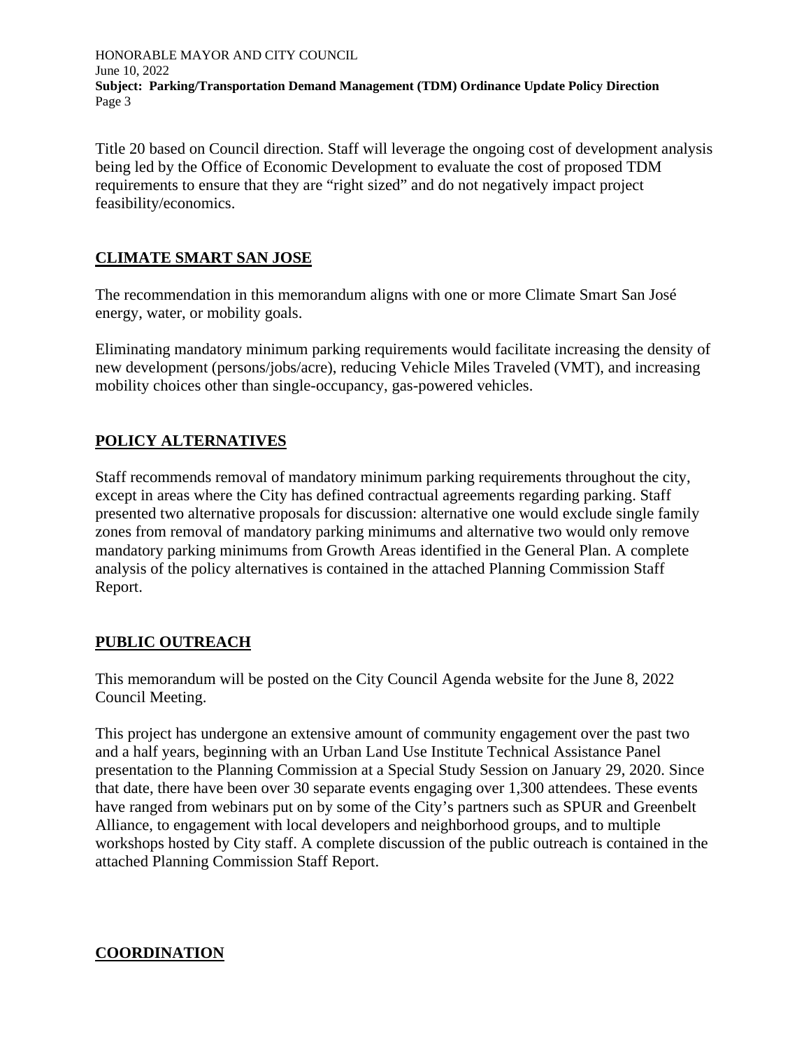Title 20 based on Council direction. Staff will leverage the ongoing cost of development analysis being led by the Office of Economic Development to evaluate the cost of proposed TDM requirements to ensure that they are "right sized" and do not negatively impact project feasibility/economics.

## CLIMATE SMART SAN JOSE

The recommendation in this memorandum aligns with one or more Climate Smart San José energy, water, or mobility goals.

Eliminating mandatory minimum parking requirements would facilitate increasing the density of new development (persons/jobs/acre), reducing Vehicle Miles Traveled (VMT), and increasing mobility choices other than single-occupancy, gas-powered vehicles.

## POLICY ALTERNATIVES

Staff recommends removal of mandatory minimum parking requirements throughout the city, except in areas where the City has defined contractual agreements regarding parking. Staff presented two alternative proposals for discussion: alternative one would exclude single family zones from removal of mandatory parking minimums and alternative two would only remove mandatory parking minimums from Growth Areas identified in the General Plan. A complete analysis of the policy alternatives is contained in the attached Planning Commission Staff Report.

## PUBLIC OUTREACH

This memorandum will be posted on the City Council Agenda website for the June 8, 2022 Council Meeting.

This project has undergone an extensive amount of community engagement over the past two and a half years, beginning with an Urban Land Use Institute Technical Assistance Panel presentation to the Planning Commission at a Special Study Session on January 29, 2020. Since that date, there have been over 30 separate events engaging over 1,300 attendees. These events have ranged from webinars put on by some of the City's partners such as SPUR and Greenbelt Alliance, to engagement with local developers and neighborhood groups, and to multiple workshops hosted by City staff. A complete discussion of the public outreach is contained in the attached Planning Commission Staff Report.

## COORDINATION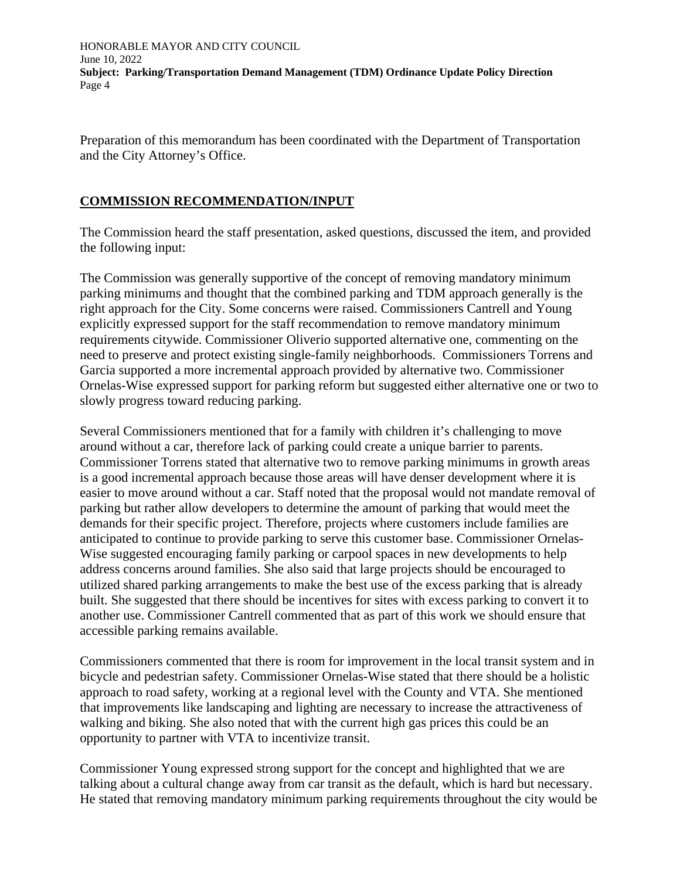Preparation of this memorandum has been coordinated with the Department of Transportation and the City Attorney's Office.

## COMMISSION RECOMMENDATION/INPUT

The Commission heard the staff presentation, asked questions, discussed the item, and provided the following input:

The Commission was generally supportive of the concept of removing mandatory minimum parking minimums and thought that the combined parking and TDM approach generally is the right approach for the City. Some concerns were raised. Commissioners Cantrell and Young explicitly expressed support for the staff recommendation to remove mandatory minimum requirements citywide. Commissioner Oliverio supported alternative one, commenting on the need to preserve and protect existing single-family neighborhoods. Commissioners Torrens and Garcia supported a more incremental approach provided by alternative two. Commissioner Ornelas-Wise expressed support for parking reform but suggested either alternative one or two to slowly progress toward reducing parking.

Several Commissioners mentioned that for a family with children it's challenging to move around without a car, therefore lack of parking could create a unique barrier to parents. Commissioner Torrens stated that alternative two to remove parking minimums in growth areas is a good incremental approach because those areas will have denser development where it is easier to move around without a car. Staff noted that the proposal would not mandate removal of parking but rather allow developers to determine the amount of parking that would meet the demands for their specific project. Therefore, projects where customers include families are anticipated to continue to provide parking to serve this customer base. Commissioner Ornelas-Wise suggested encouraging family parking or carpool spaces in new developments to help address concerns around families. She also said that large projects should be encouraged to utilized shared parking arrangements to make the best use of the excess parking that is already built. She suggested that there should be incentives for sites with excess parking to convert it to another use. Commissioner Cantrell commented that as part of this work we should ensure that accessible parking remains available.

Commissioners commented that there is room for improvement in the local transit system and in bicycle and pedestrian safety. Commissioner Ornelas-Wise stated that there should be a holistic approach to road safety, working at a regional level with the County and VTA. She mentioned that improvements like landscaping and lighting are necessary to increase the attractiveness of walking and biking. She also noted that with the current high gas prices this could be an opportunity to partner with VTA to incentivize transit.

Commissioner Young expressed strong support for the concept and highlighted that we are talking about a cultural change away from car transit as the default, which is hard but necessary. He stated that removing mandatory minimum parking requirements throughout the city would be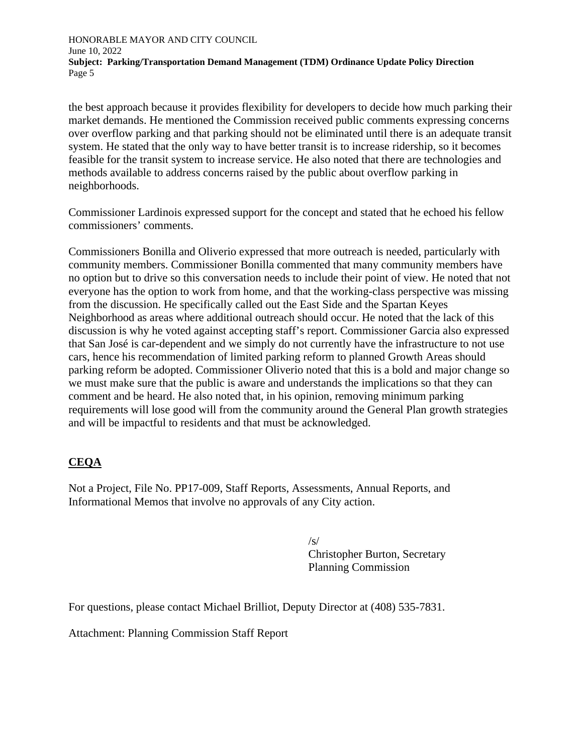the best approach because it provides flexibility for developers to decide how much parking their market demands. He mentioned the Commission received public comments expressing concerns over overflow parking and that parking should not be eliminated until there is an adequate transit system. He stated that the only way to have better transit is to increase ridership, so it becomes feasible for the transit system to increase service. He also noted that there are technologies and methods available to address concerns raised by the public about overflow parking in neighborhoods.

Commissioner Lardinois expressed support for the concept and stated that he echoed his fellow commissioners' comments.

Commissioners Bonilla and Oliverio expressed that more outreach is needed, particularly with community members. Commissioner Bonilla commented that many community members have no option but to drive so this conversation needs to include their point of view. He noted that not everyone has the option to work from home, and that the working-class perspective was missing from the discussion. He specifically called out the East Side and the Spartan Keyes Neighborhood as areas where additional outreach should occur. He noted that the lack of this discussion is why he voted against accepting staff's report. Commissioner Garcia also expressed that San José is car-dependent and we simply do not currently have the infrastructure to not use cars, hence his recommendation of limited parking reform to planned Growth Areas should parking reform be adopted. Commissioner Oliverio noted that this is a bold and major change so we must make sure that the public is aware and understands the implications so that they can comment and be heard. He also noted that, in his opinion, removing minimum parking requirements will lose good will from the community around the General Plan growth strategies and will be impactful to residents and that must be acknowledged.

## CEQA

Not a Project, File No. PP17-009, Staff Reports, Assessments, Annual Reports, and Informational Memos that involve no approvals of any City action.

/s/
Christopher Burton, Secretary
Planning Commission

For questions, please contact Michael Brilliot, Deputy Director at (408) 535-7831.

Attachment: Planning Commission Staff Report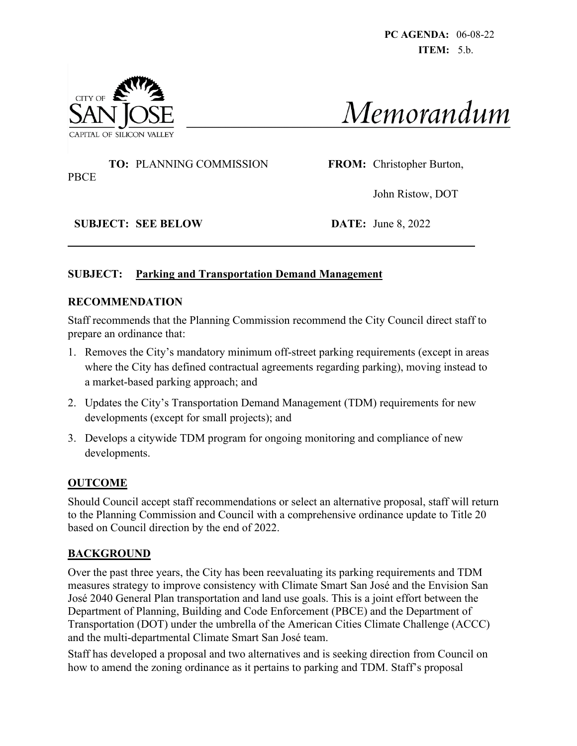PC AGENDA: 06-08-22
ITEM: 5.b.

CITY OF SAN JOSE
CAPITAL OF SILICON VALLEY

# Memorandum

**TO:** PLANNING COMMISSION

**FROM:** Christopher Burton, PBCE

John Ristow, DOT

**SUBJECT:** SEE BELOW

**DATE:** June 8, 2022

**SUBJECT:** **Parking and Transportation Demand Management**

## RECOMMENDATION

Staff recommends that the Planning Commission recommend the City Council direct staff to prepare an ordinance that:

1. Removes the City's mandatory minimum off-street parking requirements (except in areas where the City has defined contractual agreements regarding parking), moving instead to a market-based parking approach; and
2. Updates the City's Transportation Demand Management (TDM) requirements for new developments (except for small projects); and
3. Develops a citywide TDM program for ongoing monitoring and compliance of new developments.

## OUTCOME

Should Council accept staff recommendations or select an alternative proposal, staff will return to the Planning Commission and Council with a comprehensive ordinance update to Title 20 based on Council direction by the end of 2022.

## BACKGROUND

Over the past three years, the City has been reevaluating its parking requirements and TDM measures strategy to improve consistency with Climate Smart San José and the Envision San José 2040 General Plan transportation and land use goals. This is a joint effort between the Department of Planning, Building and Code Enforcement (PBCE) and the Department of Transportation (DOT) under the umbrella of the American Cities Climate Challenge (ACCC) and the multi-departmental Climate Smart San José team.

Staff has developed a proposal and two alternatives and is seeking direction from Council on how to amend the zoning ordinance as it pertains to parking and TDM. Staff's proposal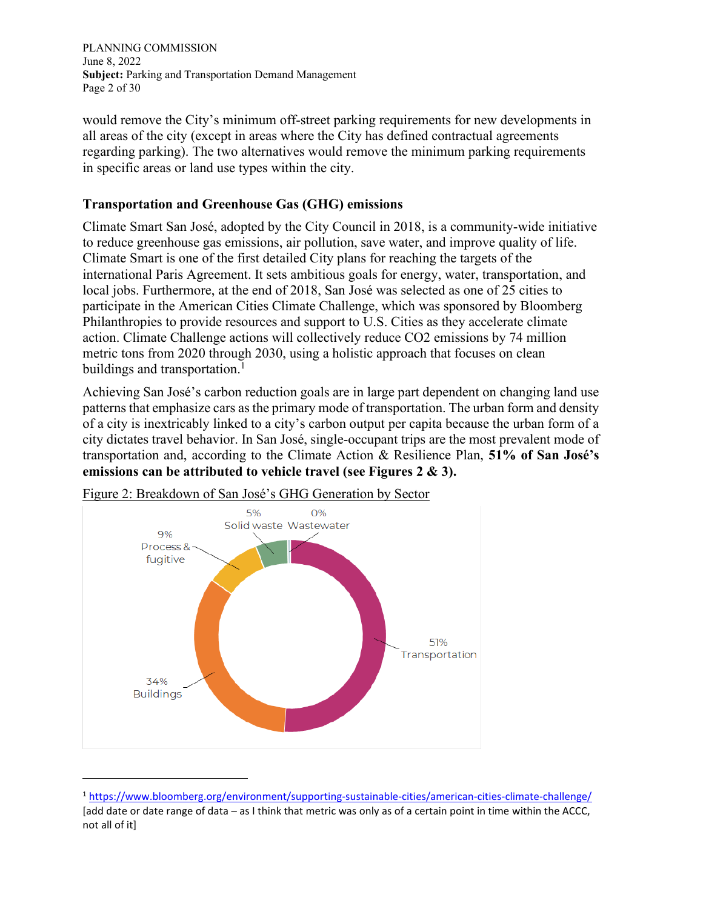would remove the City's minimum off-street parking requirements for new developments in all areas of the city (except in areas where the City has defined contractual agreements regarding parking). The two alternatives would remove the minimum parking requirements in specific areas or land use types within the city.

## Transportation and Greenhouse Gas (GHG) emissions

Climate Smart San José, adopted by the City Council in 2018, is a community-wide initiative to reduce greenhouse gas emissions, air pollution, save water, and improve quality of life. Climate Smart is one of the first detailed City plans for reaching the targets of the international Paris Agreement. It sets ambitious goals for energy, water, transportation, and local jobs. Furthermore, at the end of 2018, San José was selected as one of 25 cities to participate in the American Cities Climate Challenge, which was sponsored by Bloomberg Philanthropies to provide resources and support to U.S. Cities as they accelerate climate action. Climate Challenge actions will collectively reduce $CO_2$ emissions by 74 million metric tons from 2020 through 2030, using a holistic approach that focuses on clean buildings and transportation.[1]

Achieving San José's carbon reduction goals are in large part dependent on changing land use patterns that emphasize cars as the primary mode of transportation. The urban form and density of a city is inextricably linked to a city's carbon output per capita because the urban form of a city dictates travel behavior. In San José, single-occupant trips are the most prevalent mode of transportation and, according to the Climate Action & Resilience Plan, **51% of San José's emissions can be attributed to vehicle travel (see Figures 2 & 3).**

Figure 2: Breakdown of San José's GHG Generation by Sector

| Sector | Share |
|---|---|
| Transportation | 51% |
| Buildings | 34% |
| Process & fugitive | 9% |
| Solid waste | 5% |
| Wastewater | 0% |

[1] https://www.bloomberg.org/environment/supporting-sustainable-cities/american-cities-climate-challenge/ [add date or date range of data – as I think that metric was only as of a certain point in time within the ACCC, not all of it]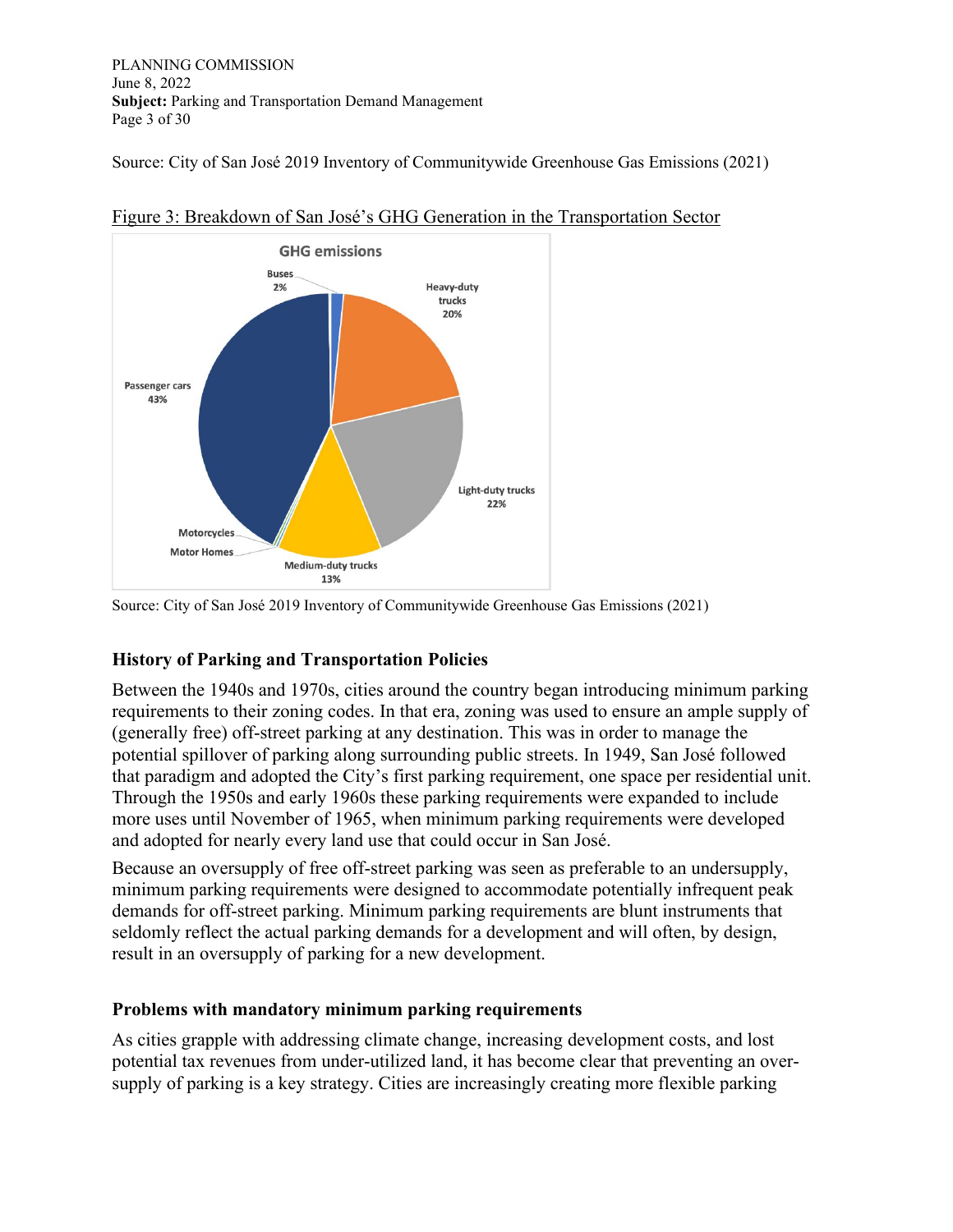Source: City of San José 2019 Inventory of Communitywide Greenhouse Gas Emissions (2021)

Figure 3: Breakdown of San José's GHG Generation in the Transportation Sector

Source: City of San José 2019 Inventory of Communitywide Greenhouse Gas Emissions (2021)

### History of Parking and Transportation Policies

Between the 1940s and 1970s, cities around the country began introducing minimum parking requirements to their zoning codes. In that era, zoning was used to ensure an ample supply of (generally free) off-street parking at any destination. This was in order to manage the potential spillover of parking along surrounding public streets. In 1949, San José followed that paradigm and adopted the City's first parking requirement, one space per residential unit. Through the 1950s and early 1960s these parking requirements were expanded to include more uses until November of 1965, when minimum parking requirements were developed and adopted for nearly every land use that could occur in San José.

Because an oversupply of free off-street parking was seen as preferable to an undersupply, minimum parking requirements were designed to accommodate potentially infrequent peak demands for off-street parking. Minimum parking requirements are blunt instruments that seldomly reflect the actual parking demands for a development and will often, by design, result in an oversupply of parking for a new development.

### Problems with mandatory minimum parking requirements

As cities grapple with addressing climate change, increasing development costs, and lost potential tax revenues from under-utilized land, it has become clear that preventing an over-supply of parking is a key strategy. Cities are increasingly creating more flexible parking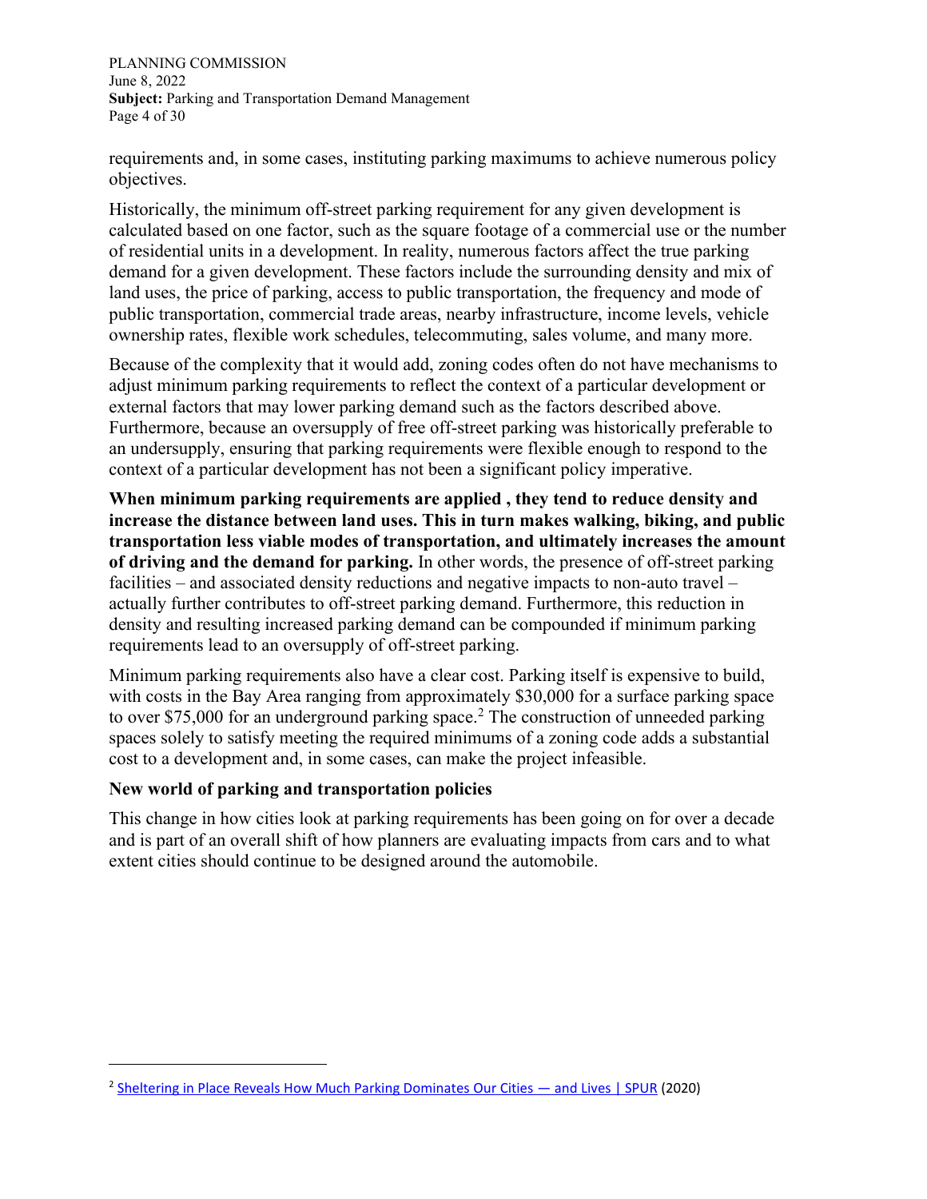requirements and, in some cases, instituting parking maximums to achieve numerous policy objectives.

Historically, the minimum off-street parking requirement for any given development is calculated based on one factor, such as the square footage of a commercial use or the number of residential units in a development. In reality, numerous factors affect the true parking demand for a given development. These factors include the surrounding density and mix of land uses, the price of parking, access to public transportation, the frequency and mode of public transportation, commercial trade areas, nearby infrastructure, income levels, vehicle ownership rates, flexible work schedules, telecommuting, sales volume, and many more.

Because of the complexity that it would add, zoning codes often do not have mechanisms to adjust minimum parking requirements to reflect the context of a particular development or external factors that may lower parking demand such as the factors described above. Furthermore, because an oversupply of free off-street parking was historically preferable to an undersupply, ensuring that parking requirements were flexible enough to respond to the context of a particular development has not been a significant policy imperative.

**When minimum parking requirements are applied , they tend to reduce density and increase the distance between land uses. This in turn makes walking, biking, and public transportation less viable modes of transportation, and ultimately increases the amount of driving and the demand for parking.** In other words, the presence of off-street parking facilities – and associated density reductions and negative impacts to non-auto travel – actually further contributes to off-street parking demand. Furthermore, this reduction in density and resulting increased parking demand can be compounded if minimum parking requirements lead to an oversupply of off-street parking.

Minimum parking requirements also have a clear cost. Parking itself is expensive to build, with costs in the Bay Area ranging from approximately $30,000 for a surface parking space to over $75,000 for an underground parking space.[2] The construction of unneeded parking spaces solely to satisfy meeting the required minimums of a zoning code adds a substantial cost to a development and, in some cases, can make the project infeasible.

### New world of parking and transportation policies

This change in how cities look at parking requirements has been going on for over a decade and is part of an overall shift of how planners are evaluating impacts from cars and to what extent cities should continue to be designed around the automobile.

---

[2] Sheltering in Place Reveals How Much Parking Dominates Our Cities — and Lives | SPUR (2020)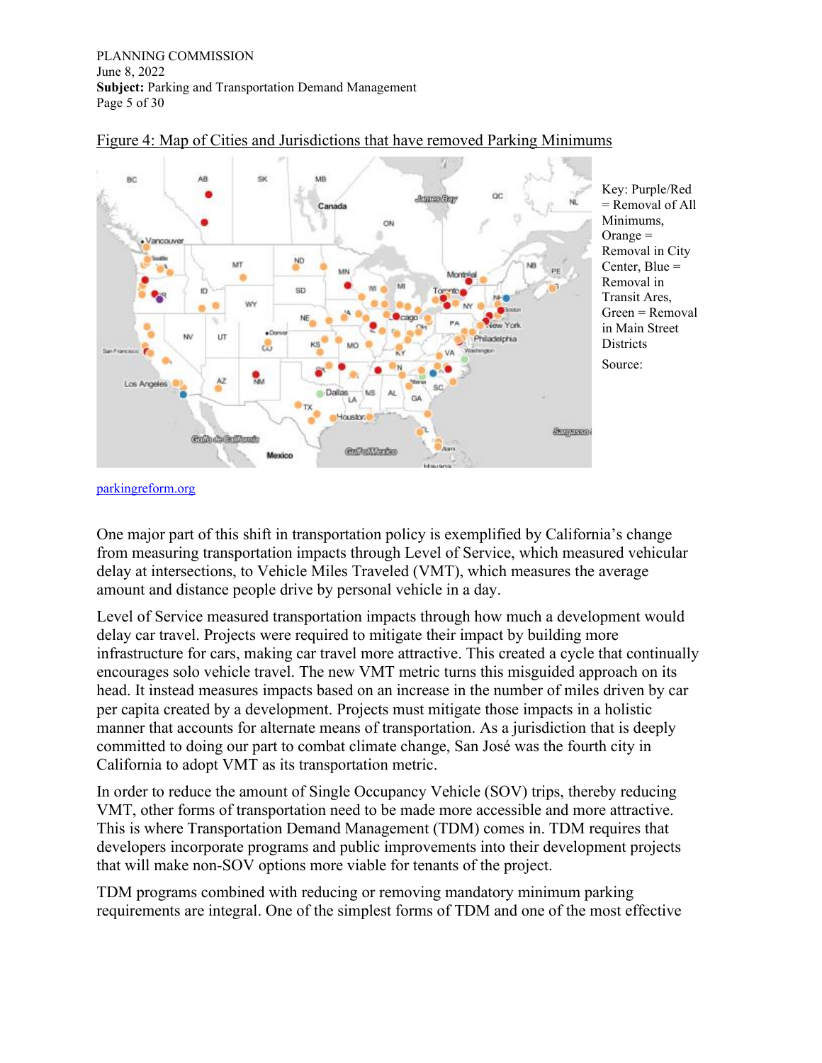Figure 4: Map of Cities and Jurisdictions that have removed Parking Minimums

Key: Purple/Red = Removal of All Minimums, Orange = Removal in City Center, Blue = Removal in Transit Ares, Green = Removal in Main Street Districts

Source: parkingreform.org

One major part of this shift in transportation policy is exemplified by California's change from measuring transportation impacts through Level of Service, which measured vehicular delay at intersections, to Vehicle Miles Traveled (VMT), which measures the average amount and distance people drive by personal vehicle in a day.

Level of Service measured transportation impacts through how much a development would delay car travel. Projects were required to mitigate their impact by building more infrastructure for cars, making car travel more attractive. This created a cycle that continually encourages solo vehicle travel. The new VMT metric turns this misguided approach on its head. It instead measures impacts based on an increase in the number of miles driven by car per capita created by a development. Projects must mitigate those impacts in a holistic manner that accounts for alternate means of transportation. As a jurisdiction that is deeply committed to doing our part to combat climate change, San José was the fourth city in California to adopt VMT as its transportation metric.

In order to reduce the amount of Single Occupancy Vehicle (SOV) trips, thereby reducing VMT, other forms of transportation need to be made more accessible and more attractive. This is where Transportation Demand Management (TDM) comes in. TDM requires that developers incorporate programs and public improvements into their development projects that will make non-SOV options more viable for tenants of the project.

TDM programs combined with reducing or removing mandatory minimum parking requirements are integral. One of the simplest forms of TDM and one of the most effective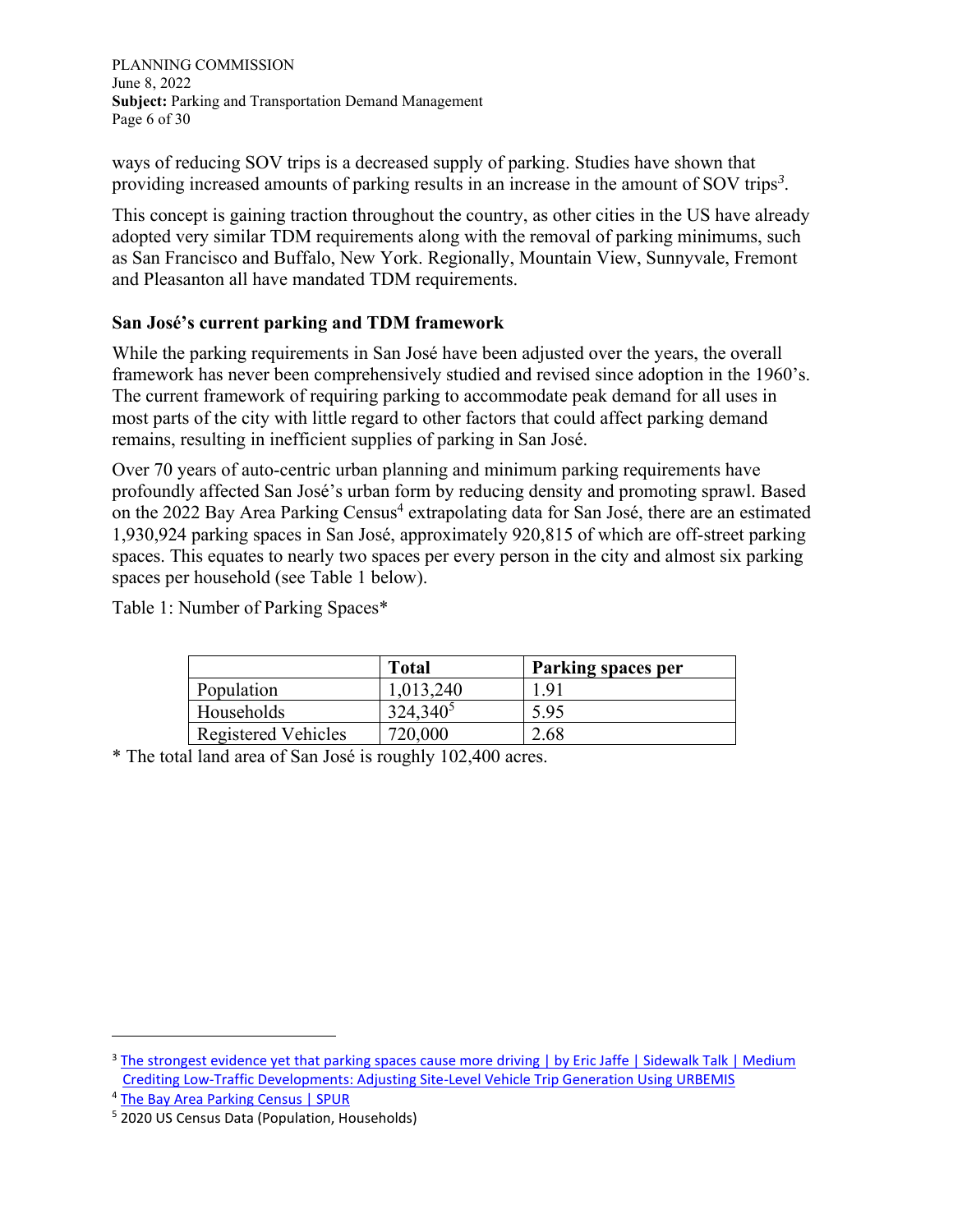ways of reducing SOV trips is a decreased supply of parking. Studies have shown that providing increased amounts of parking results in an increase in the amount of SOV trips[3].

This concept is gaining traction throughout the country, as other cities in the US have already adopted very similar TDM requirements along with the removal of parking minimums, such as San Francisco and Buffalo, New York. Regionally, Mountain View, Sunnyvale, Fremont and Pleasanton all have mandated TDM requirements.

### San José's current parking and TDM framework

While the parking requirements in San José have been adjusted over the years, the overall framework has never been comprehensively studied and revised since adoption in the 1960's. The current framework of requiring parking to accommodate peak demand for all uses in most parts of the city with little regard to other factors that could affect parking demand remains, resulting in inefficient supplies of parking in San José.

Over 70 years of auto-centric urban planning and minimum parking requirements have profoundly affected San José's urban form by reducing density and promoting sprawl. Based on the 2022 Bay Area Parking Census[4] extrapolating data for San José, there are an estimated 1,930,924 parking spaces in San José, approximately 920,815 of which are off-street parking spaces. This equates to nearly two spaces per every person in the city and almost six parking spaces per household (see Table 1 below).

Table 1: Number of Parking Spaces*

| | **Total** | **Parking spaces per** |
|---|---|---|
| Population | 1,013,240 | 1.91 |
| Households | 324,340[5] | 5.95 |
| Registered Vehicles | 720,000 | 2.68 |

* The total land area of San José is roughly 102,400 acres.

---

[3] The strongest evidence yet that parking spaces cause more driving | by Eric Jaffe | Sidewalk Talk | Medium
Crediting Low-Traffic Developments: Adjusting Site-Level Vehicle Trip Generation Using URBEMIS

[4] The Bay Area Parking Census | SPUR

[5] 2020 US Census Data (Population, Households)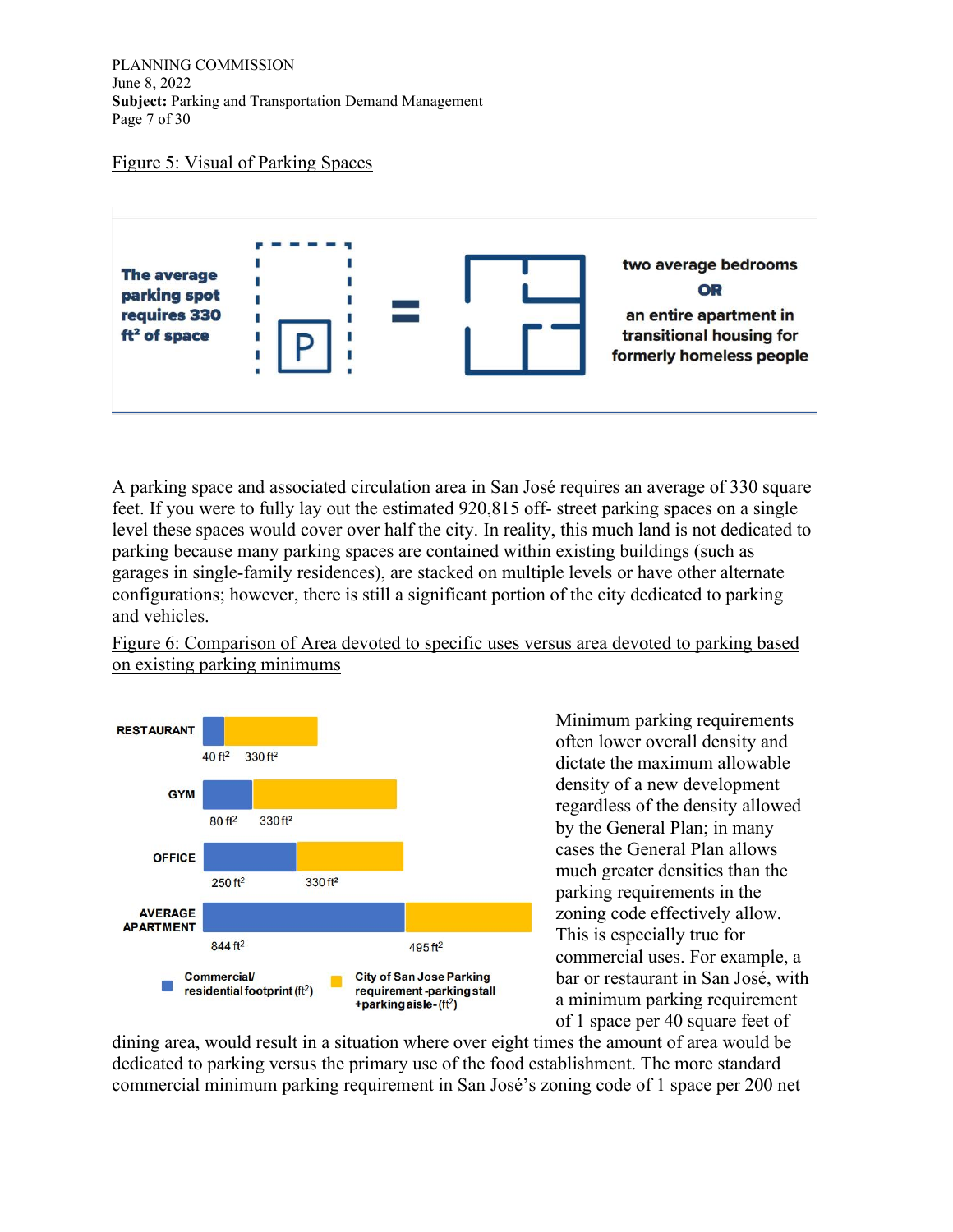Figure 5: Visual of Parking Spaces

The average parking spot requires 330 ft² of space = two average bedrooms OR an entire apartment in transitional housing for formerly homeless people

A parking space and associated circulation area in San José requires an average of 330 square feet. If you were to fully lay out the estimated 920,815 off- street parking spaces on a single level these spaces would cover over half the city. In reality, this much land is not dedicated to parking because many parking spaces are contained within existing buildings (such as garages in single-family residences), are stacked on multiple levels or have other alternate configurations; however, there is still a significant portion of the city dedicated to parking and vehicles.

Figure 6: Comparison of Area devoted to specific uses versus area devoted to parking based on existing parking minimums

| | Commercial/ residential footprint (ft²) | City of San Jose Parking requirement -parking stall +parking aisle- (ft²) |
|---|---|---|
| RESTAURANT | 40 ft² | 330 ft² |
| GYM | 80 ft² | 330 ft² |
| OFFICE | 250 ft² | 330 ft² |
| AVERAGE APARTMENT | 844 ft² | 495 ft² |

Minimum parking requirements often lower overall density and dictate the maximum allowable density of a new development regardless of the density allowed by the General Plan; in many cases the General Plan allows much greater densities than the parking requirements in the zoning code effectively allow. This is especially true for commercial uses. For example, a bar or restaurant in San José, with a minimum parking requirement of 1 space per 40 square feet of dining area, would result in a situation where over eight times the amount of area would be dedicated to parking versus the primary use of the food establishment. The more standard commercial minimum parking requirement in San José's zoning code of 1 space per 200 net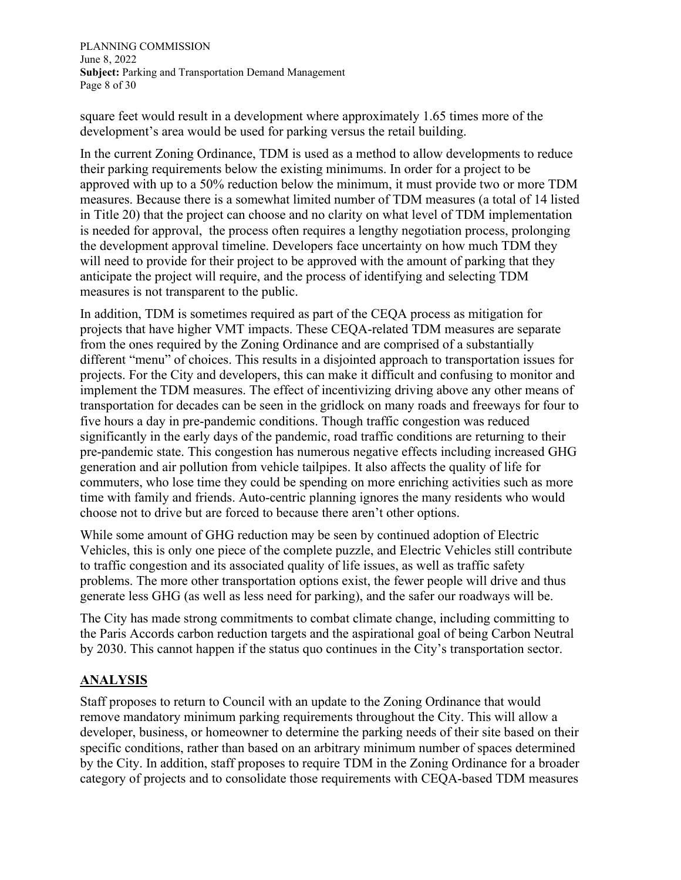square feet would result in a development where approximately 1.65 times more of the development's area would be used for parking versus the retail building.

In the current Zoning Ordinance, TDM is used as a method to allow developments to reduce their parking requirements below the existing minimums. In order for a project to be approved with up to a 50% reduction below the minimum, it must provide two or more TDM measures. Because there is a somewhat limited number of TDM measures (a total of 14 listed in Title 20) that the project can choose and no clarity on what level of TDM implementation is needed for approval, the process often requires a lengthy negotiation process, prolonging the development approval timeline. Developers face uncertainty on how much TDM they will need to provide for their project to be approved with the amount of parking that they anticipate the project will require, and the process of identifying and selecting TDM measures is not transparent to the public.

In addition, TDM is sometimes required as part of the CEQA process as mitigation for projects that have higher VMT impacts. These CEQA-related TDM measures are separate from the ones required by the Zoning Ordinance and are comprised of a substantially different "menu" of choices. This results in a disjointed approach to transportation issues for projects. For the City and developers, this can make it difficult and confusing to monitor and implement the TDM measures. The effect of incentivizing driving above any other means of transportation for decades can be seen in the gridlock on many roads and freeways for four to five hours a day in pre-pandemic conditions. Though traffic congestion was reduced significantly in the early days of the pandemic, road traffic conditions are returning to their pre-pandemic state. This congestion has numerous negative effects including increased GHG generation and air pollution from vehicle tailpipes. It also affects the quality of life for commuters, who lose time they could be spending on more enriching activities such as more time with family and friends. Auto-centric planning ignores the many residents who would choose not to drive but are forced to because there aren't other options.

While some amount of GHG reduction may be seen by continued adoption of Electric Vehicles, this is only one piece of the complete puzzle, and Electric Vehicles still contribute to traffic congestion and its associated quality of life issues, as well as traffic safety problems. The more other transportation options exist, the fewer people will drive and thus generate less GHG (as well as less need for parking), and the safer our roadways will be.

The City has made strong commitments to combat climate change, including committing to the Paris Accords carbon reduction targets and the aspirational goal of being Carbon Neutral by 2030. This cannot happen if the status quo continues in the City's transportation sector.

## ANALYSIS

Staff proposes to return to Council with an update to the Zoning Ordinance that would remove mandatory minimum parking requirements throughout the City. This will allow a developer, business, or homeowner to determine the parking needs of their site based on their specific conditions, rather than based on an arbitrary minimum number of spaces determined by the City. In addition, staff proposes to require TDM in the Zoning Ordinance for a broader category of projects and to consolidate those requirements with CEQA-based TDM measures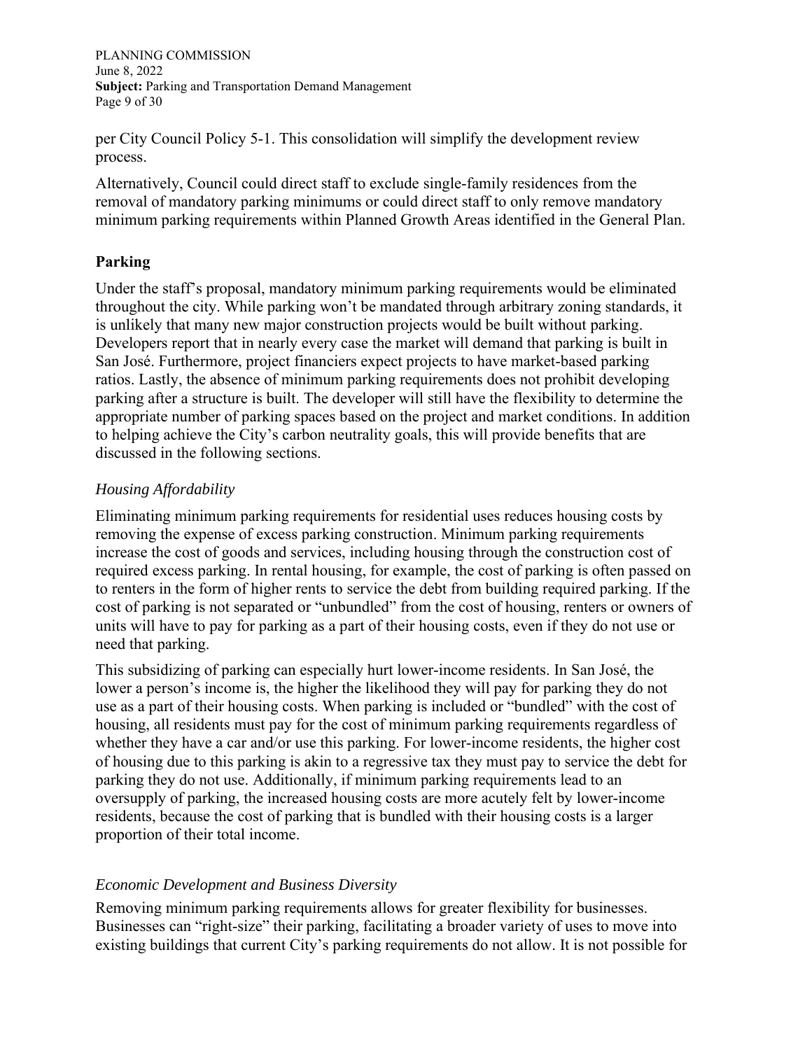per City Council Policy 5-1. This consolidation will simplify the development review process.

Alternatively, Council could direct staff to exclude single-family residences from the removal of mandatory parking minimums or could direct staff to only remove mandatory minimum parking requirements within Planned Growth Areas identified in the General Plan.

## Parking

Under the staff's proposal, mandatory minimum parking requirements would be eliminated throughout the city. While parking won't be mandated through arbitrary zoning standards, it is unlikely that many new major construction projects would be built without parking. Developers report that in nearly every case the market will demand that parking is built in San José. Furthermore, project financiers expect projects to have market-based parking ratios. Lastly, the absence of minimum parking requirements does not prohibit developing parking after a structure is built. The developer will still have the flexibility to determine the appropriate number of parking spaces based on the project and market conditions. In addition to helping achieve the City's carbon neutrality goals, this will provide benefits that are discussed in the following sections.

### *Housing Affordability*

Eliminating minimum parking requirements for residential uses reduces housing costs by removing the expense of excess parking construction. Minimum parking requirements increase the cost of goods and services, including housing through the construction cost of required excess parking. In rental housing, for example, the cost of parking is often passed on to renters in the form of higher rents to service the debt from building required parking. If the cost of parking is not separated or "unbundled" from the cost of housing, renters or owners of units will have to pay for parking as a part of their housing costs, even if they do not use or need that parking.

This subsidizing of parking can especially hurt lower-income residents. In San José, the lower a person's income is, the higher the likelihood they will pay for parking they do not use as a part of their housing costs. When parking is included or "bundled" with the cost of housing, all residents must pay for the cost of minimum parking requirements regardless of whether they have a car and/or use this parking. For lower-income residents, the higher cost of housing due to this parking is akin to a regressive tax they must pay to service the debt for parking they do not use. Additionally, if minimum parking requirements lead to an oversupply of parking, the increased housing costs are more acutely felt by lower-income residents, because the cost of parking that is bundled with their housing costs is a larger proportion of their total income.

### *Economic Development and Business Diversity*

Removing minimum parking requirements allows for greater flexibility for businesses. Businesses can "right-size" their parking, facilitating a broader variety of uses to move into existing buildings that current City's parking requirements do not allow. It is not possible for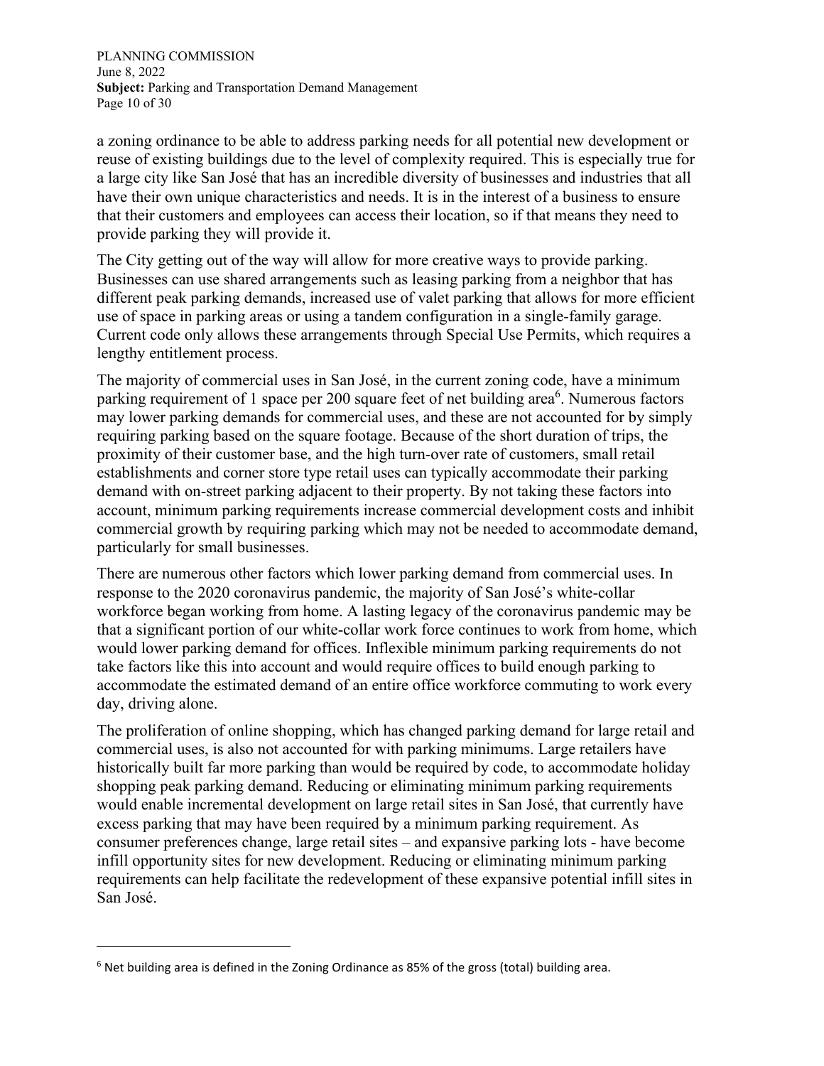a zoning ordinance to be able to address parking needs for all potential new development or reuse of existing buildings due to the level of complexity required. This is especially true for a large city like San José that has an incredible diversity of businesses and industries that all have their own unique characteristics and needs. It is in the interest of a business to ensure that their customers and employees can access their location, so if that means they need to provide parking they will provide it.

The City getting out of the way will allow for more creative ways to provide parking. Businesses can use shared arrangements such as leasing parking from a neighbor that has different peak parking demands, increased use of valet parking that allows for more efficient use of space in parking areas or using a tandem configuration in a single-family garage. Current code only allows these arrangements through Special Use Permits, which requires a lengthy entitlement process.

The majority of commercial uses in San José, in the current zoning code, have a minimum parking requirement of 1 space per 200 square feet of net building area[6]. Numerous factors may lower parking demands for commercial uses, and these are not accounted for by simply requiring parking based on the square footage. Because of the short duration of trips, the proximity of their customer base, and the high turn-over rate of customers, small retail establishments and corner store type retail uses can typically accommodate their parking demand with on-street parking adjacent to their property. By not taking these factors into account, minimum parking requirements increase commercial development costs and inhibit commercial growth by requiring parking which may not be needed to accommodate demand, particularly for small businesses.

There are numerous other factors which lower parking demand from commercial uses. In response to the 2020 coronavirus pandemic, the majority of San José's white-collar workforce began working from home. A lasting legacy of the coronavirus pandemic may be that a significant portion of our white-collar work force continues to work from home, which would lower parking demand for offices. Inflexible minimum parking requirements do not take factors like this into account and would require offices to build enough parking to accommodate the estimated demand of an entire office workforce commuting to work every day, driving alone.

The proliferation of online shopping, which has changed parking demand for large retail and commercial uses, is also not accounted for with parking minimums. Large retailers have historically built far more parking than would be required by code, to accommodate holiday shopping peak parking demand. Reducing or eliminating minimum parking requirements would enable incremental development on large retail sites in San José, that currently have excess parking that may have been required by a minimum parking requirement. As consumer preferences change, large retail sites – and expansive parking lots - have become infill opportunity sites for new development. Reducing or eliminating minimum parking requirements can help facilitate the redevelopment of these expansive potential infill sites in San José.

---

[6] Net building area is defined in the Zoning Ordinance as 85% of the gross (total) building area.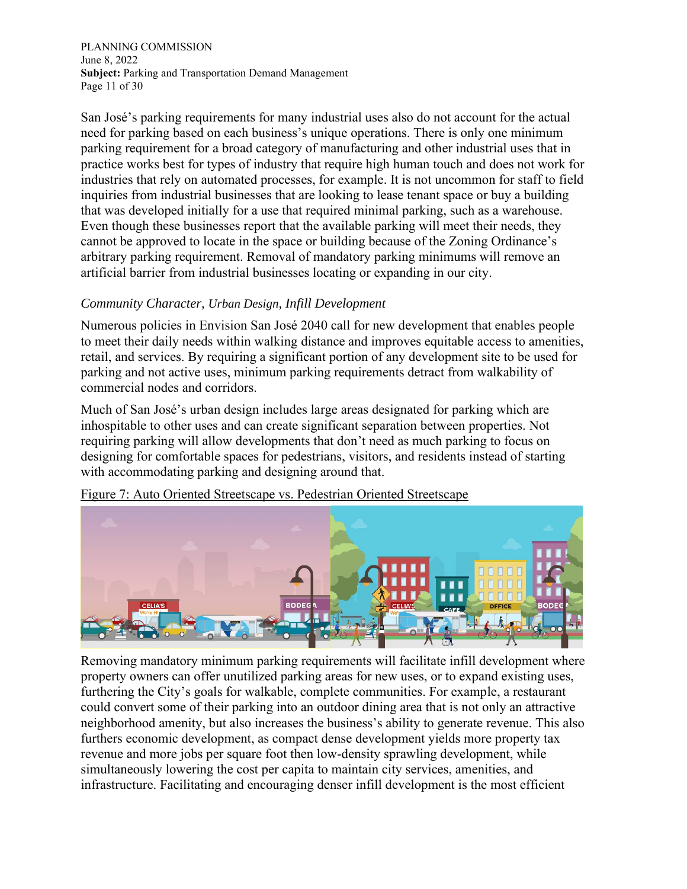San José's parking requirements for many industrial uses also do not account for the actual need for parking based on each business's unique operations. There is only one minimum parking requirement for a broad category of manufacturing and other industrial uses that in practice works best for types of industry that require high human touch and does not work for industries that rely on automated processes, for example. It is not uncommon for staff to field inquiries from industrial businesses that are looking to lease tenant space or buy a building that was developed initially for a use that required minimal parking, such as a warehouse. Even though these businesses report that the available parking will meet their needs, they cannot be approved to locate in the space or building because of the Zoning Ordinance's arbitrary parking requirement. Removal of mandatory parking minimums will remove an artificial barrier from industrial businesses locating or expanding in our city.

*Community Character, Urban Design, Infill Development*

Numerous policies in Envision San José 2040 call for new development that enables people to meet their daily needs within walking distance and improves equitable access to amenities, retail, and services. By requiring a significant portion of any development site to be used for parking and not active uses, minimum parking requirements detract from walkability of commercial nodes and corridors.

Much of San José's urban design includes large areas designated for parking which are inhospitable to other uses and can create significant separation between properties. Not requiring parking will allow developments that don't need as much parking to focus on designing for comfortable spaces for pedestrians, visitors, and residents instead of starting with accommodating parking and designing around that.

Figure 7: Auto Oriented Streetscape vs. Pedestrian Oriented Streetscape

Removing mandatory minimum parking requirements will facilitate infill development where property owners can offer unutilized parking areas for new uses, or to expand existing uses, furthering the City's goals for walkable, complete communities. For example, a restaurant could convert some of their parking into an outdoor dining area that is not only an attractive neighborhood amenity, but also increases the business's ability to generate revenue. This also furthers economic development, as compact dense development yields more property tax revenue and more jobs per square foot then low-density sprawling development, while simultaneously lowering the cost per capita to maintain city services, amenities, and infrastructure. Facilitating and encouraging denser infill development is the most efficient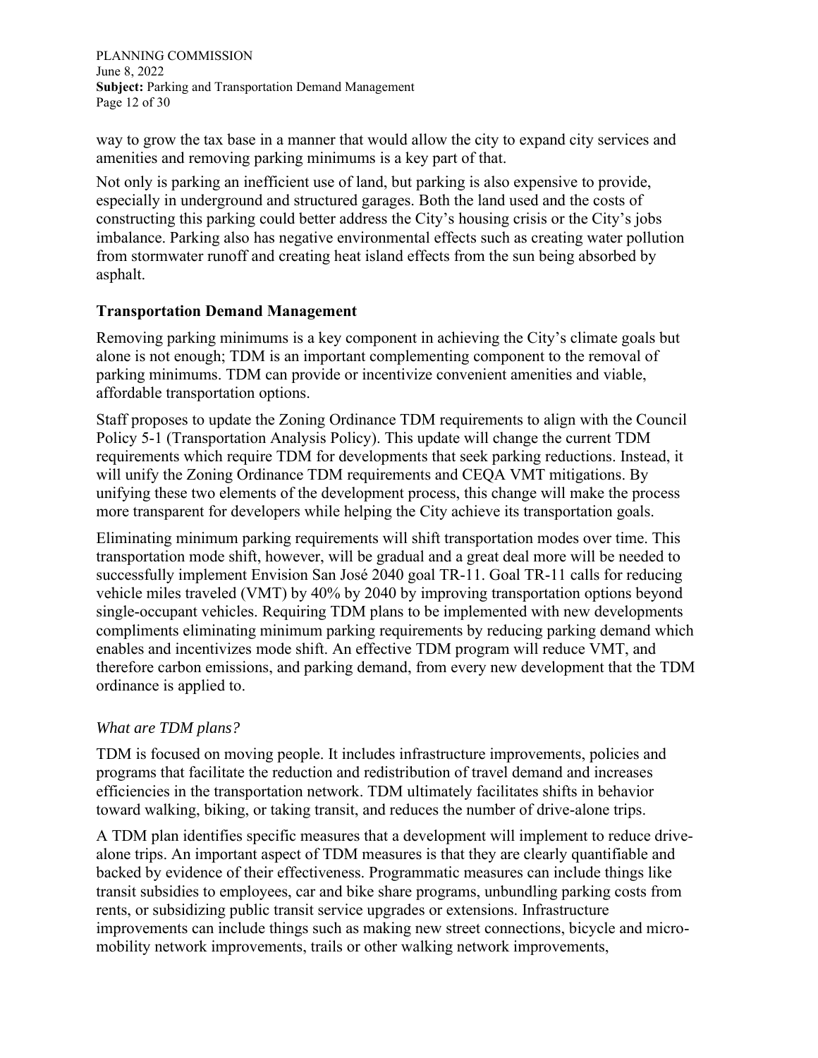way to grow the tax base in a manner that would allow the city to expand city services and amenities and removing parking minimums is a key part of that.

Not only is parking an inefficient use of land, but parking is also expensive to provide, especially in underground and structured garages. Both the land used and the costs of constructing this parking could better address the City's housing crisis or the City's jobs imbalance. Parking also has negative environmental effects such as creating water pollution from stormwater runoff and creating heat island effects from the sun being absorbed by asphalt.

## Transportation Demand Management

Removing parking minimums is a key component in achieving the City's climate goals but alone is not enough; TDM is an important complementing component to the removal of parking minimums. TDM can provide or incentivize convenient amenities and viable, affordable transportation options.

Staff proposes to update the Zoning Ordinance TDM requirements to align with the Council Policy 5-1 (Transportation Analysis Policy). This update will change the current TDM requirements which require TDM for developments that seek parking reductions. Instead, it will unify the Zoning Ordinance TDM requirements and CEQA VMT mitigations. By unifying these two elements of the development process, this change will make the process more transparent for developers while helping the City achieve its transportation goals.

Eliminating minimum parking requirements will shift transportation modes over time. This transportation mode shift, however, will be gradual and a great deal more will be needed to successfully implement Envision San José 2040 goal TR-11. Goal TR-11 calls for reducing vehicle miles traveled (VMT) by 40% by 2040 by improving transportation options beyond single-occupant vehicles. Requiring TDM plans to be implemented with new developments compliments eliminating minimum parking requirements by reducing parking demand which enables and incentivizes mode shift. An effective TDM program will reduce VMT, and therefore carbon emissions, and parking demand, from every new development that the TDM ordinance is applied to.

### *What are TDM plans?*

TDM is focused on moving people. It includes infrastructure improvements, policies and programs that facilitate the reduction and redistribution of travel demand and increases efficiencies in the transportation network. TDM ultimately facilitates shifts in behavior toward walking, biking, or taking transit, and reduces the number of drive-alone trips.

A TDM plan identifies specific measures that a development will implement to reduce drive-alone trips. An important aspect of TDM measures is that they are clearly quantifiable and backed by evidence of their effectiveness. Programmatic measures can include things like transit subsidies to employees, car and bike share programs, unbundling parking costs from rents, or subsidizing public transit service upgrades or extensions. Infrastructure improvements can include things such as making new street connections, bicycle and micro-mobility network improvements, trails or other walking network improvements,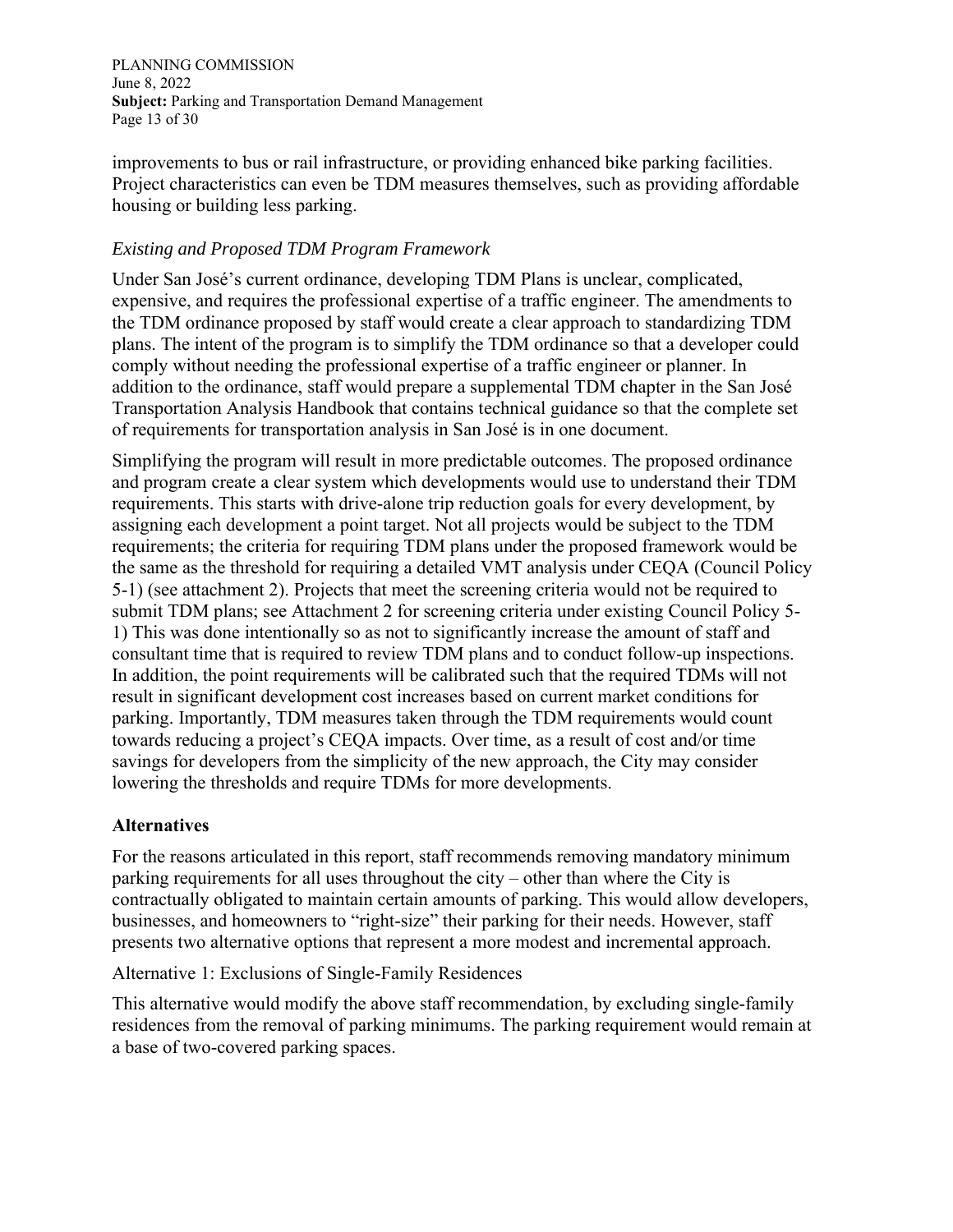improvements to bus or rail infrastructure, or providing enhanced bike parking facilities. Project characteristics can even be TDM measures themselves, such as providing affordable housing or building less parking.

*Existing and Proposed TDM Program Framework*

Under San José's current ordinance, developing TDM Plans is unclear, complicated, expensive, and requires the professional expertise of a traffic engineer. The amendments to the TDM ordinance proposed by staff would create a clear approach to standardizing TDM plans. The intent of the program is to simplify the TDM ordinance so that a developer could comply without needing the professional expertise of a traffic engineer or planner. In addition to the ordinance, staff would prepare a supplemental TDM chapter in the San José Transportation Analysis Handbook that contains technical guidance so that the complete set of requirements for transportation analysis in San José is in one document.

Simplifying the program will result in more predictable outcomes. The proposed ordinance and program create a clear system which developments would use to understand their TDM requirements. This starts with drive-alone trip reduction goals for every development, by assigning each development a point target. Not all projects would be subject to the TDM requirements; the criteria for requiring TDM plans under the proposed framework would be the same as the threshold for requiring a detailed VMT analysis under CEQA (Council Policy 5-1) (see attachment 2). Projects that meet the screening criteria would not be required to submit TDM plans; see Attachment 2 for screening criteria under existing Council Policy 5-1) This was done intentionally so as not to significantly increase the amount of staff and consultant time that is required to review TDM plans and to conduct follow-up inspections. In addition, the point requirements will be calibrated such that the required TDMs will not result in significant development cost increases based on current market conditions for parking. Importantly, TDM measures taken through the TDM requirements would count towards reducing a project's CEQA impacts. Over time, as a result of cost and/or time savings for developers from the simplicity of the new approach, the City may consider lowering the thresholds and require TDMs for more developments.

## Alternatives

For the reasons articulated in this report, staff recommends removing mandatory minimum parking requirements for all uses throughout the city – other than where the City is contractually obligated to maintain certain amounts of parking. This would allow developers, businesses, and homeowners to "right-size" their parking for their needs. However, staff presents two alternative options that represent a more modest and incremental approach.

Alternative 1: Exclusions of Single-Family Residences

This alternative would modify the above staff recommendation, by excluding single-family residences from the removal of parking minimums. The parking requirement would remain at a base of two-covered parking spaces.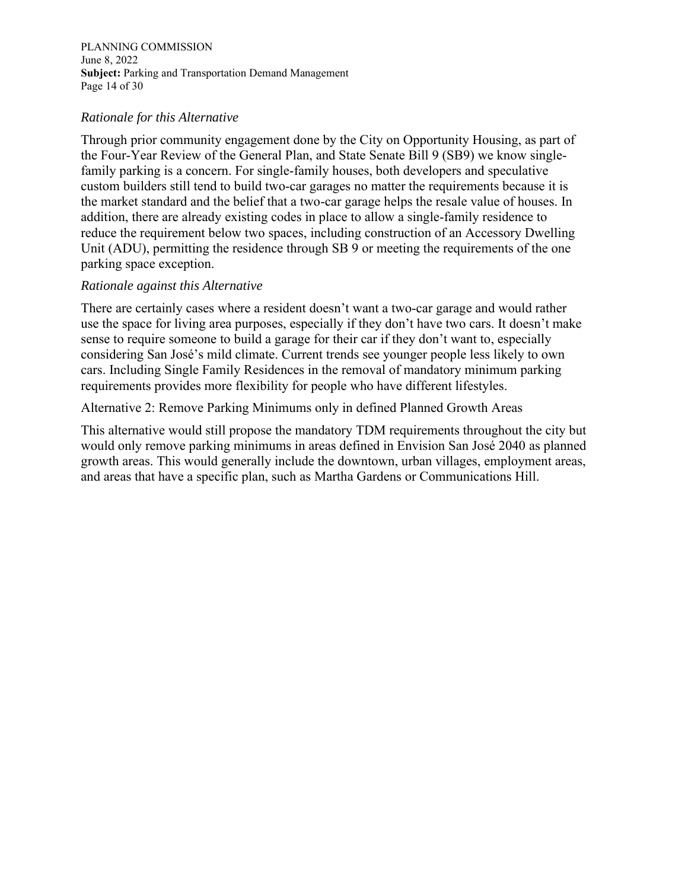*Rationale for this Alternative*

Through prior community engagement done by the City on Opportunity Housing, as part of the Four-Year Review of the General Plan, and State Senate Bill 9 (SB9) we know single-family parking is a concern. For single-family houses, both developers and speculative custom builders still tend to build two-car garages no matter the requirements because it is the market standard and the belief that a two-car garage helps the resale value of houses. In addition, there are already existing codes in place to allow a single-family residence to reduce the requirement below two spaces, including construction of an Accessory Dwelling Unit (ADU), permitting the residence through SB 9 or meeting the requirements of the one parking space exception.

*Rationale against this Alternative*

There are certainly cases where a resident doesn't want a two-car garage and would rather use the space for living area purposes, especially if they don't have two cars. It doesn't make sense to require someone to build a garage for their car if they don't want to, especially considering San José's mild climate. Current trends see younger people less likely to own cars. Including Single Family Residences in the removal of mandatory minimum parking requirements provides more flexibility for people who have different lifestyles.

Alternative 2: Remove Parking Minimums only in defined Planned Growth Areas

This alternative would still propose the mandatory TDM requirements throughout the city but would only remove parking minimums in areas defined in Envision San José 2040 as planned growth areas. This would generally include the downtown, urban villages, employment areas, and areas that have a specific plan, such as Martha Gardens or Communications Hill.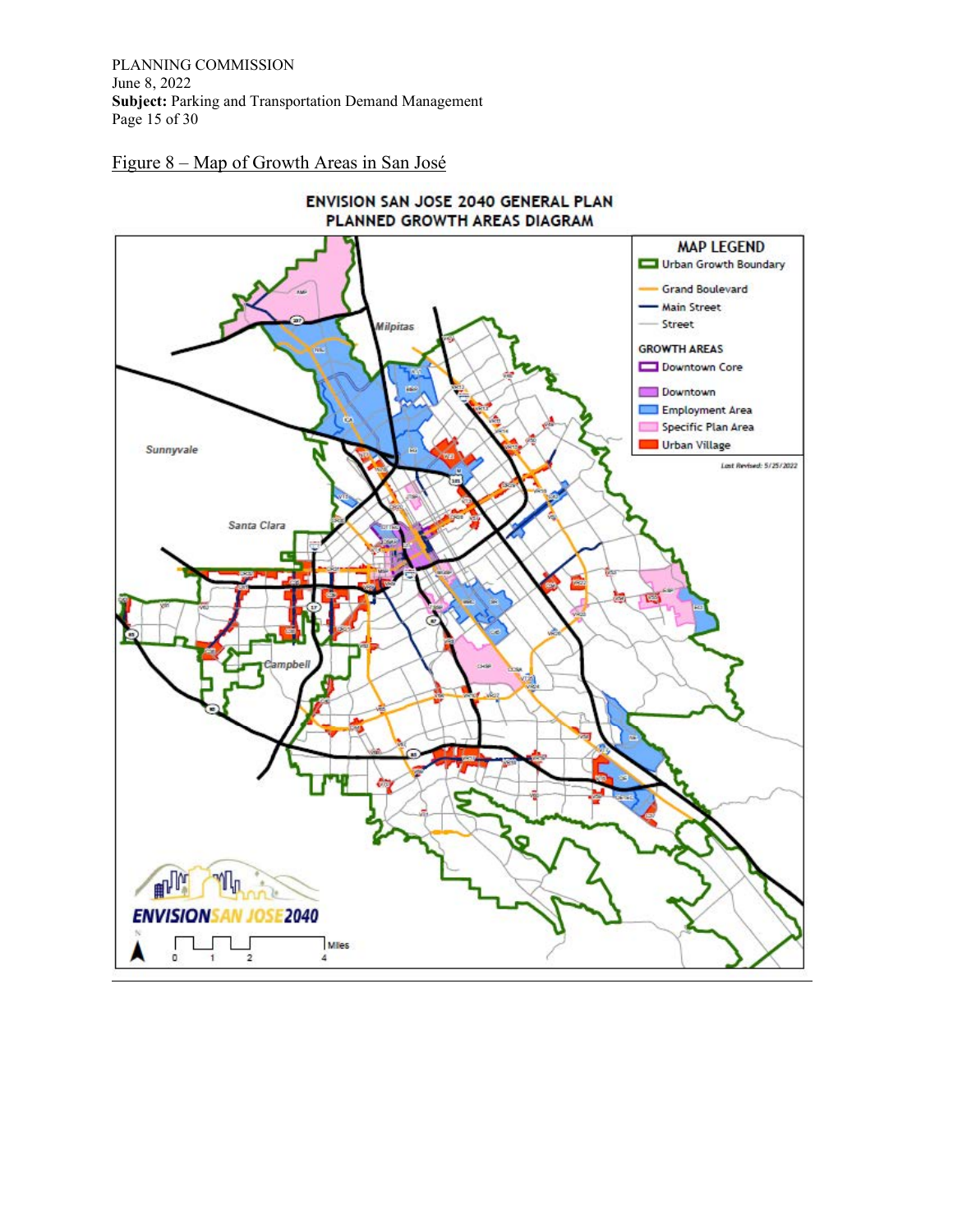Figure 8 – Map of Growth Areas in San José

ENVISION SAN JOSE 2040 GENERAL PLAN
PLANNED GROWTH AREAS DIAGRAM

MAP LEGEND

- Urban Growth Boundary
- Grand Boulevard
- Main Street
- Street

GROWTH AREAS

- Downtown Core
- Downtown
- Employment Area
- Specific Plan Area
- Urban Village

Last Revised: 5/25/2022

ENVISION SAN JOSE 2040

Miles 0 1 2 4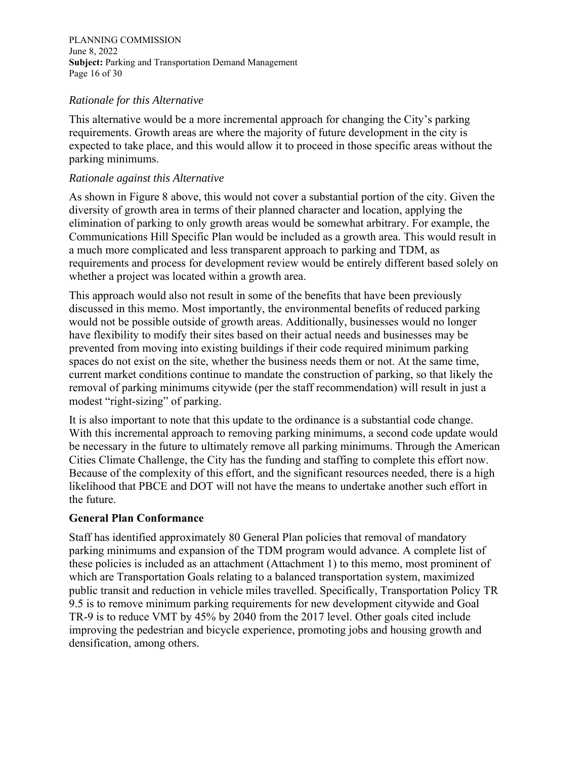*Rationale for this Alternative*

This alternative would be a more incremental approach for changing the City's parking requirements. Growth areas are where the majority of future development in the city is expected to take place, and this would allow it to proceed in those specific areas without the parking minimums.

*Rationale against this Alternative*

As shown in Figure 8 above, this would not cover a substantial portion of the city. Given the diversity of growth area in terms of their planned character and location, applying the elimination of parking to only growth areas would be somewhat arbitrary. For example, the Communications Hill Specific Plan would be included as a growth area. This would result in a much more complicated and less transparent approach to parking and TDM, as requirements and process for development review would be entirely different based solely on whether a project was located within a growth area.

This approach would also not result in some of the benefits that have been previously discussed in this memo. Most importantly, the environmental benefits of reduced parking would not be possible outside of growth areas. Additionally, businesses would no longer have flexibility to modify their sites based on their actual needs and businesses may be prevented from moving into existing buildings if their code required minimum parking spaces do not exist on the site, whether the business needs them or not. At the same time, current market conditions continue to mandate the construction of parking, so that likely the removal of parking minimums citywide (per the staff recommendation) will result in just a modest "right-sizing" of parking.

It is also important to note that this update to the ordinance is a substantial code change. With this incremental approach to removing parking minimums, a second code update would be necessary in the future to ultimately remove all parking minimums. Through the American Cities Climate Challenge, the City has the funding and staffing to complete this effort now. Because of the complexity of this effort, and the significant resources needed, there is a high likelihood that PBCE and DOT will not have the means to undertake another such effort in the future.

**General Plan Conformance**

Staff has identified approximately 80 General Plan policies that removal of mandatory parking minimums and expansion of the TDM program would advance. A complete list of these policies is included as an attachment (Attachment 1) to this memo, most prominent of which are Transportation Goals relating to a balanced transportation system, maximized public transit and reduction in vehicle miles travelled. Specifically, Transportation Policy TR 9.5 is to remove minimum parking requirements for new development citywide and Goal TR-9 is to reduce VMT by 45% by 2040 from the 2017 level. Other goals cited include improving the pedestrian and bicycle experience, promoting jobs and housing growth and densification, among others.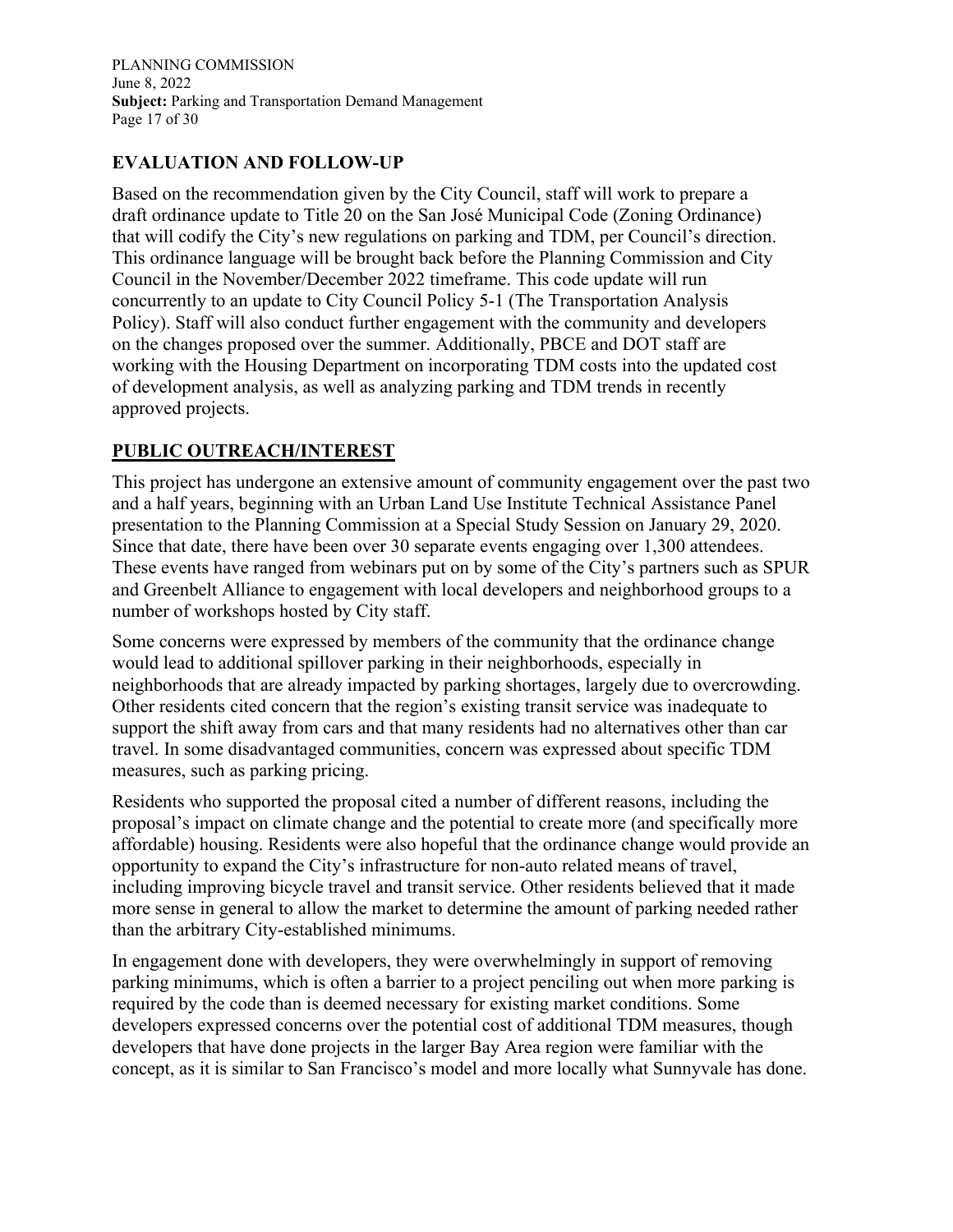## EVALUATION AND FOLLOW-UP

Based on the recommendation given by the City Council, staff will work to prepare a draft ordinance update to Title 20 on the San José Municipal Code (Zoning Ordinance) that will codify the City's new regulations on parking and TDM, per Council's direction. This ordinance language will be brought back before the Planning Commission and City Council in the November/December 2022 timeframe. This code update will run concurrently to an update to City Council Policy 5-1 (The Transportation Analysis Policy). Staff will also conduct further engagement with the community and developers on the changes proposed over the summer. Additionally, PBCE and DOT staff are working with the Housing Department on incorporating TDM costs into the updated cost of development analysis, as well as analyzing parking and TDM trends in recently approved projects.

## PUBLIC OUTREACH/INTEREST

This project has undergone an extensive amount of community engagement over the past two and a half years, beginning with an Urban Land Use Institute Technical Assistance Panel presentation to the Planning Commission at a Special Study Session on January 29, 2020. Since that date, there have been over 30 separate events engaging over 1,300 attendees. These events have ranged from webinars put on by some of the City's partners such as SPUR and Greenbelt Alliance to engagement with local developers and neighborhood groups to a number of workshops hosted by City staff.

Some concerns were expressed by members of the community that the ordinance change would lead to additional spillover parking in their neighborhoods, especially in neighborhoods that are already impacted by parking shortages, largely due to overcrowding. Other residents cited concern that the region's existing transit service was inadequate to support the shift away from cars and that many residents had no alternatives other than car travel. In some disadvantaged communities, concern was expressed about specific TDM measures, such as parking pricing.

Residents who supported the proposal cited a number of different reasons, including the proposal's impact on climate change and the potential to create more (and specifically more affordable) housing. Residents were also hopeful that the ordinance change would provide an opportunity to expand the City's infrastructure for non-auto related means of travel, including improving bicycle travel and transit service. Other residents believed that it made more sense in general to allow the market to determine the amount of parking needed rather than the arbitrary City-established minimums.

In engagement done with developers, they were overwhelmingly in support of removing parking minimums, which is often a barrier to a project penciling out when more parking is required by the code than is deemed necessary for existing market conditions. Some developers expressed concerns over the potential cost of additional TDM measures, though developers that have done projects in the larger Bay Area region were familiar with the concept, as it is similar to San Francisco's model and more locally what Sunnyvale has done.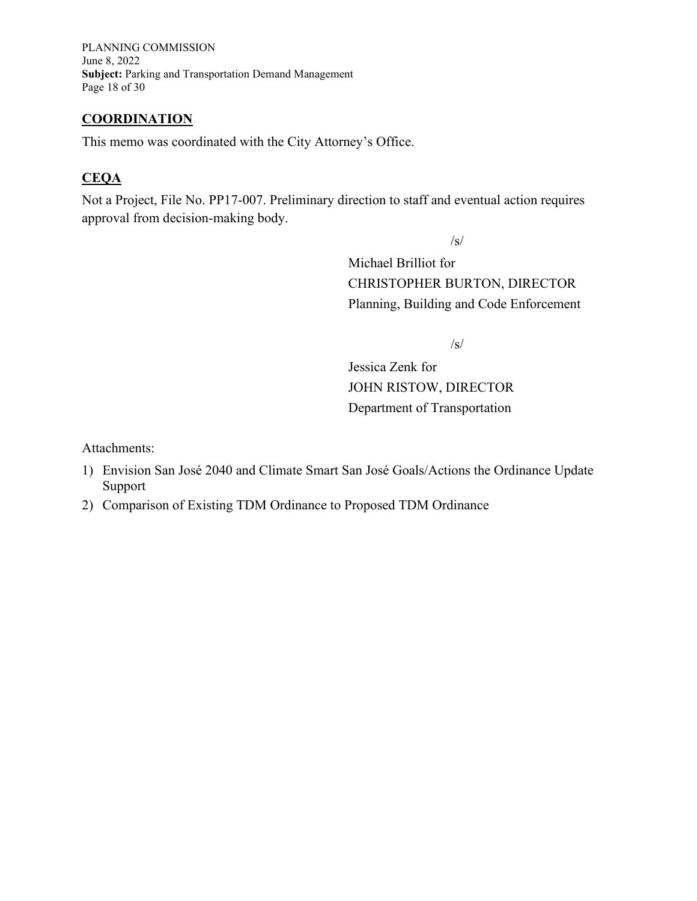## COORDINATION

This memo was coordinated with the City Attorney's Office.

## CEQA

Not a Project, File No. PP17-007. Preliminary direction to staff and eventual action requires approval from decision-making body.

/s/

Michael Brilliot for
CHRISTOPHER BURTON, DIRECTOR
Planning, Building and Code Enforcement

/s/

Jessica Zenk for
JOHN RISTOW, DIRECTOR
Department of Transportation

Attachments:

1) Envision San José 2040 and Climate Smart San José Goals/Actions the Ordinance Update Support
2) Comparison of Existing TDM Ordinance to Proposed TDM Ordinance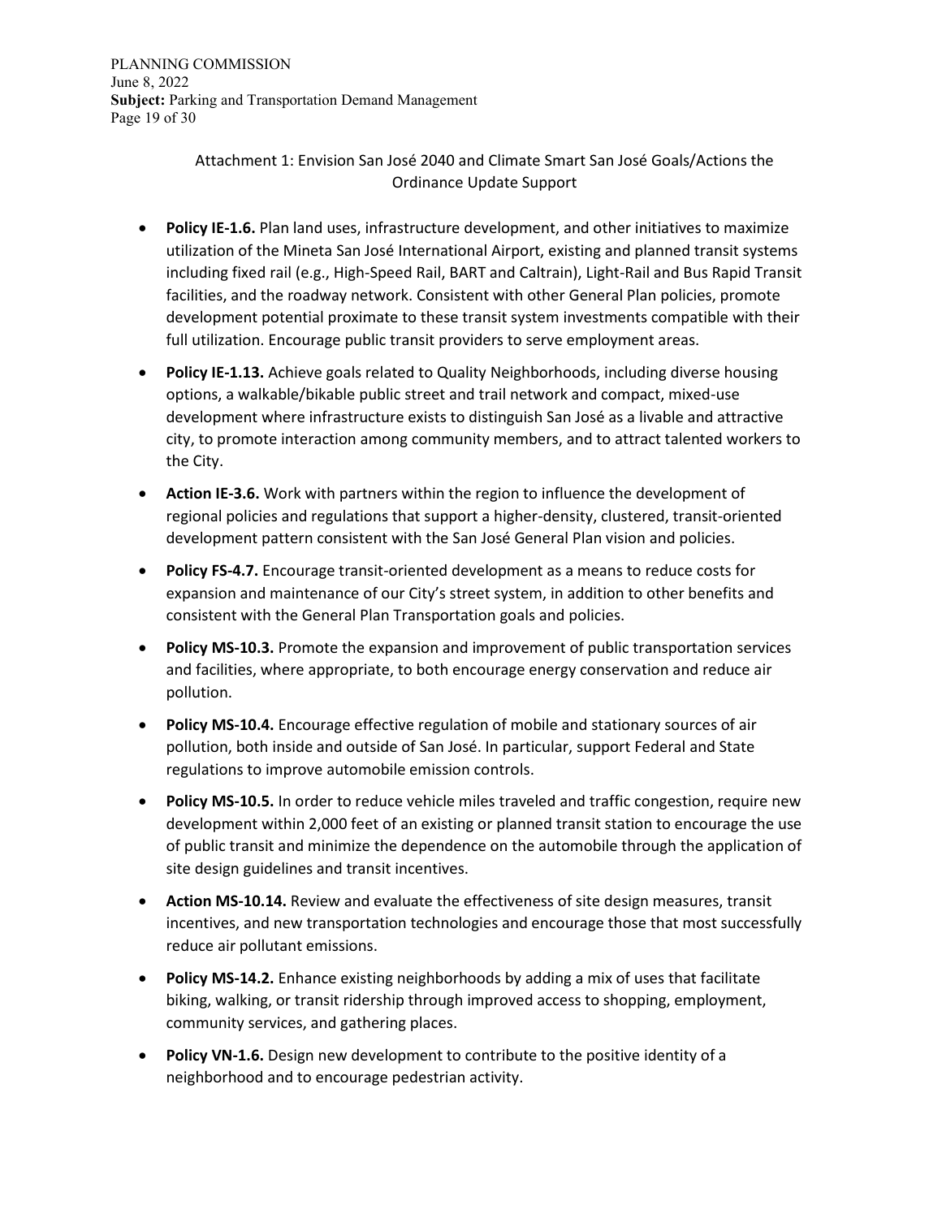## Attachment 1: Envision San José 2040 and Climate Smart San José Goals/Actions the Ordinance Update Support

- **Policy IE-1.6.** Plan land uses, infrastructure development, and other initiatives to maximize utilization of the Mineta San José International Airport, existing and planned transit systems including fixed rail (e.g., High-Speed Rail, BART and Caltrain), Light-Rail and Bus Rapid Transit facilities, and the roadway network. Consistent with other General Plan policies, promote development potential proximate to these transit system investments compatible with their full utilization. Encourage public transit providers to serve employment areas.
- **Policy IE-1.13.** Achieve goals related to Quality Neighborhoods, including diverse housing options, a walkable/bikable public street and trail network and compact, mixed-use development where infrastructure exists to distinguish San José as a livable and attractive city, to promote interaction among community members, and to attract talented workers to the City.
- **Action IE-3.6.** Work with partners within the region to influence the development of regional policies and regulations that support a higher-density, clustered, transit-oriented development pattern consistent with the San José General Plan vision and policies.
- **Policy FS-4.7.** Encourage transit-oriented development as a means to reduce costs for expansion and maintenance of our City's street system, in addition to other benefits and consistent with the General Plan Transportation goals and policies.
- **Policy MS-10.3.** Promote the expansion and improvement of public transportation services and facilities, where appropriate, to both encourage energy conservation and reduce air pollution.
- **Policy MS-10.4.** Encourage effective regulation of mobile and stationary sources of air pollution, both inside and outside of San José. In particular, support Federal and State regulations to improve automobile emission controls.
- **Policy MS-10.5.** In order to reduce vehicle miles traveled and traffic congestion, require new development within 2,000 feet of an existing or planned transit station to encourage the use of public transit and minimize the dependence on the automobile through the application of site design guidelines and transit incentives.
- **Action MS-10.14.** Review and evaluate the effectiveness of site design measures, transit incentives, and new transportation technologies and encourage those that most successfully reduce air pollutant emissions.
- **Policy MS-14.2.** Enhance existing neighborhoods by adding a mix of uses that facilitate biking, walking, or transit ridership through improved access to shopping, employment, community services, and gathering places.
- **Policy VN-1.6.** Design new development to contribute to the positive identity of a neighborhood and to encourage pedestrian activity.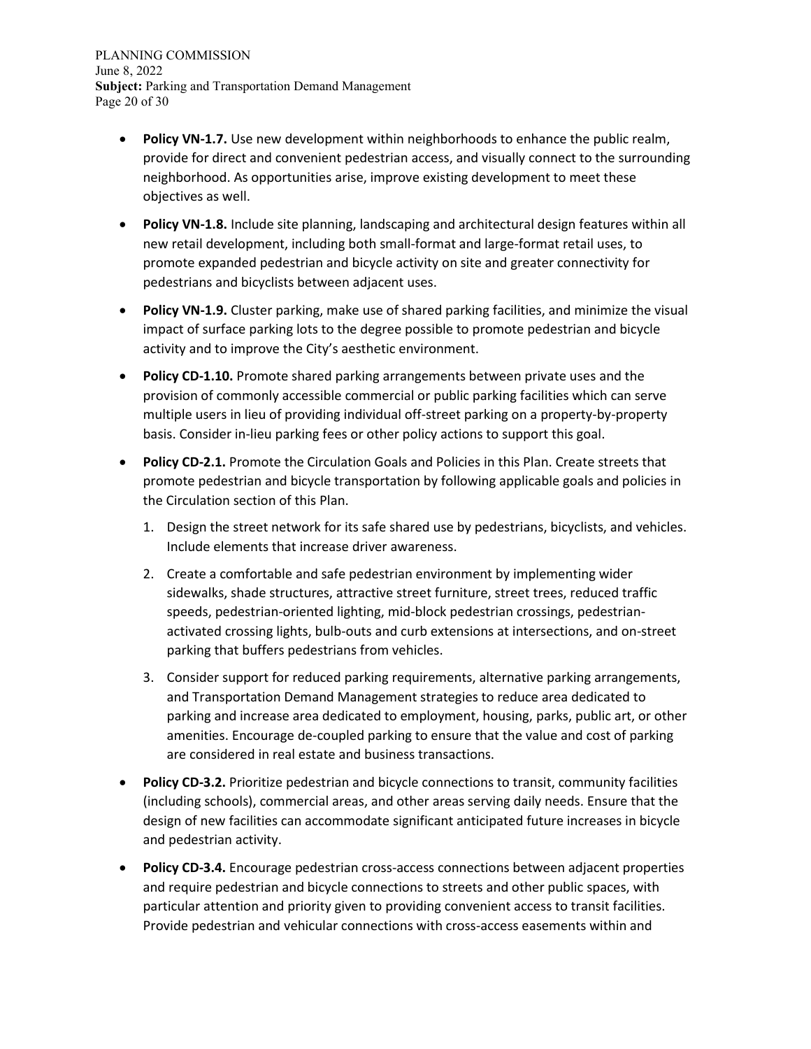- **Policy VN-1.7.** Use new development within neighborhoods to enhance the public realm, provide for direct and convenient pedestrian access, and visually connect to the surrounding neighborhood. As opportunities arise, improve existing development to meet these objectives as well.
- **Policy VN-1.8.** Include site planning, landscaping and architectural design features within all new retail development, including both small-format and large-format retail uses, to promote expanded pedestrian and bicycle activity on site and greater connectivity for pedestrians and bicyclists between adjacent uses.
- **Policy VN-1.9.** Cluster parking, make use of shared parking facilities, and minimize the visual impact of surface parking lots to the degree possible to promote pedestrian and bicycle activity and to improve the City's aesthetic environment.
- **Policy CD-1.10.** Promote shared parking arrangements between private uses and the provision of commonly accessible commercial or public parking facilities which can serve multiple users in lieu of providing individual off-street parking on a property-by-property basis. Consider in-lieu parking fees or other policy actions to support this goal.
- **Policy CD-2.1.** Promote the Circulation Goals and Policies in this Plan. Create streets that promote pedestrian and bicycle transportation by following applicable goals and policies in the Circulation section of this Plan.
  1. Design the street network for its safe shared use by pedestrians, bicyclists, and vehicles. Include elements that increase driver awareness.
  2. Create a comfortable and safe pedestrian environment by implementing wider sidewalks, shade structures, attractive street furniture, street trees, reduced traffic speeds, pedestrian-oriented lighting, mid-block pedestrian crossings, pedestrian-activated crossing lights, bulb-outs and curb extensions at intersections, and on-street parking that buffers pedestrians from vehicles.
  3. Consider support for reduced parking requirements, alternative parking arrangements, and Transportation Demand Management strategies to reduce area dedicated to parking and increase area dedicated to employment, housing, parks, public art, or other amenities. Encourage de-coupled parking to ensure that the value and cost of parking are considered in real estate and business transactions.
- **Policy CD-3.2.** Prioritize pedestrian and bicycle connections to transit, community facilities (including schools), commercial areas, and other areas serving daily needs. Ensure that the design of new facilities can accommodate significant anticipated future increases in bicycle and pedestrian activity.
- **Policy CD-3.4.** Encourage pedestrian cross-access connections between adjacent properties and require pedestrian and bicycle connections to streets and other public spaces, with particular attention and priority given to providing convenient access to transit facilities. Provide pedestrian and vehicular connections with cross-access easements within and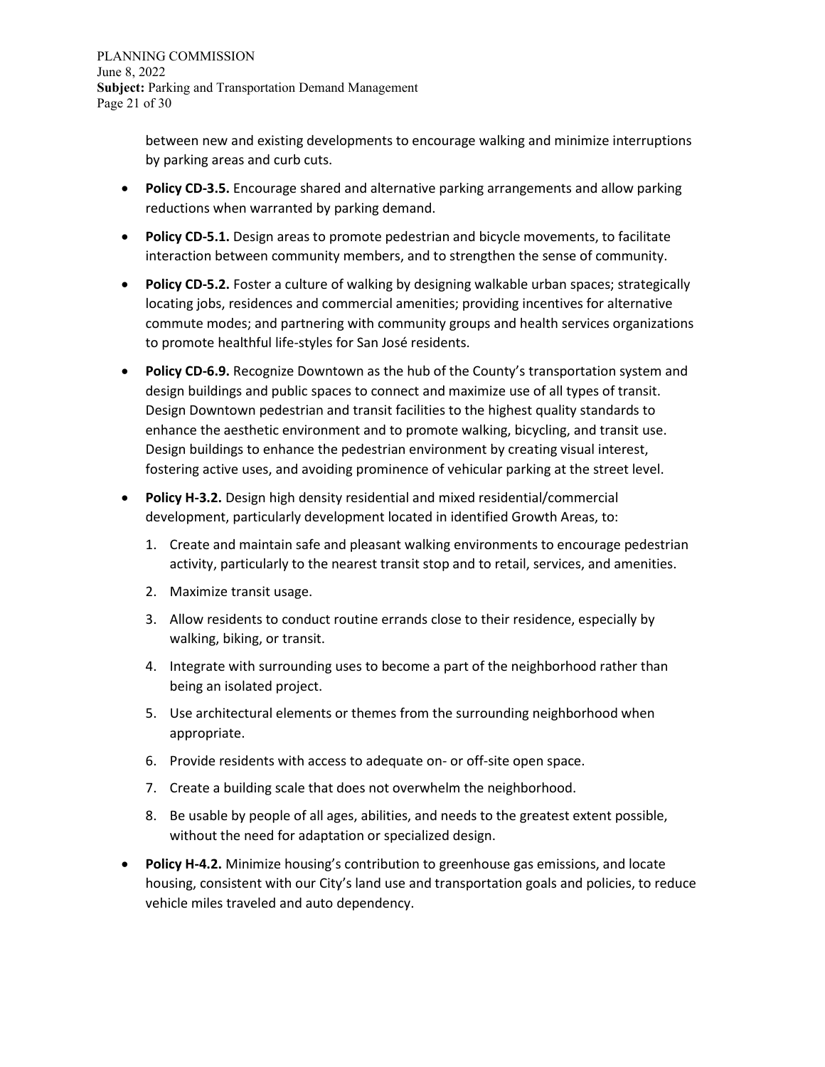between new and existing developments to encourage walking and minimize interruptions by parking areas and curb cuts.

- **Policy CD-3.5.** Encourage shared and alternative parking arrangements and allow parking reductions when warranted by parking demand.
- **Policy CD-5.1.** Design areas to promote pedestrian and bicycle movements, to facilitate interaction between community members, and to strengthen the sense of community.
- **Policy CD-5.2.** Foster a culture of walking by designing walkable urban spaces; strategically locating jobs, residences and commercial amenities; providing incentives for alternative commute modes; and partnering with community groups and health services organizations to promote healthful life-styles for San José residents.
- **Policy CD-6.9.** Recognize Downtown as the hub of the County's transportation system and design buildings and public spaces to connect and maximize use of all types of transit. Design Downtown pedestrian and transit facilities to the highest quality standards to enhance the aesthetic environment and to promote walking, bicycling, and transit use. Design buildings to enhance the pedestrian environment by creating visual interest, fostering active uses, and avoiding prominence of vehicular parking at the street level.
- **Policy H-3.2.** Design high density residential and mixed residential/commercial development, particularly development located in identified Growth Areas, to:
  1. Create and maintain safe and pleasant walking environments to encourage pedestrian activity, particularly to the nearest transit stop and to retail, services, and amenities.
  2. Maximize transit usage.
  3. Allow residents to conduct routine errands close to their residence, especially by walking, biking, or transit.
  4. Integrate with surrounding uses to become a part of the neighborhood rather than being an isolated project.
  5. Use architectural elements or themes from the surrounding neighborhood when appropriate.
  6. Provide residents with access to adequate on- or off-site open space.
  7. Create a building scale that does not overwhelm the neighborhood.
  8. Be usable by people of all ages, abilities, and needs to the greatest extent possible, without the need for adaptation or specialized design.
- **Policy H-4.2.** Minimize housing's contribution to greenhouse gas emissions, and locate housing, consistent with our City's land use and transportation goals and policies, to reduce vehicle miles traveled and auto dependency.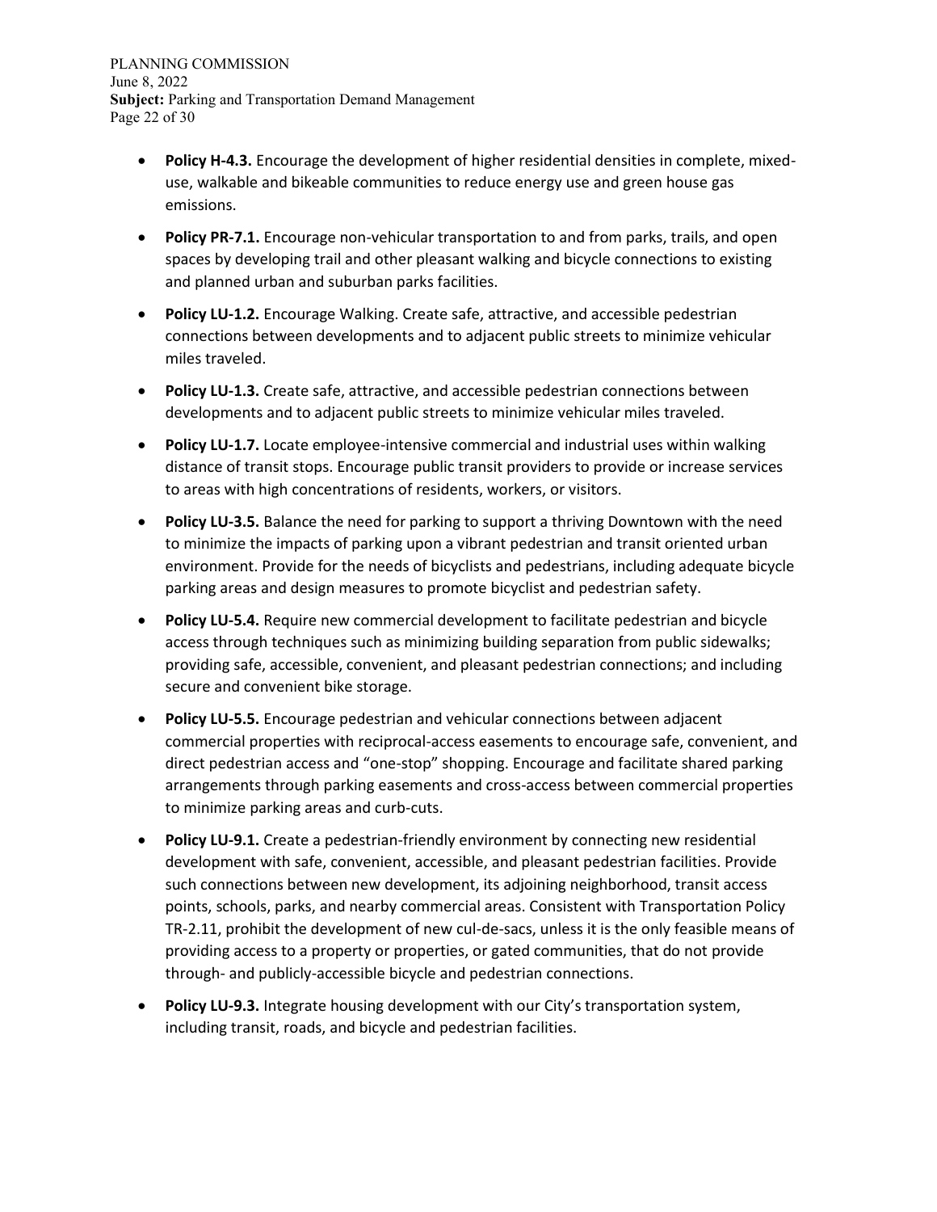- **Policy H-4.3.** Encourage the development of higher residential densities in complete, mixed-use, walkable and bikeable communities to reduce energy use and green house gas emissions.
- **Policy PR-7.1.** Encourage non-vehicular transportation to and from parks, trails, and open spaces by developing trail and other pleasant walking and bicycle connections to existing and planned urban and suburban parks facilities.
- **Policy LU-1.2.** Encourage Walking. Create safe, attractive, and accessible pedestrian connections between developments and to adjacent public streets to minimize vehicular miles traveled.
- **Policy LU-1.3.** Create safe, attractive, and accessible pedestrian connections between developments and to adjacent public streets to minimize vehicular miles traveled.
- **Policy LU-1.7.** Locate employee-intensive commercial and industrial uses within walking distance of transit stops. Encourage public transit providers to provide or increase services to areas with high concentrations of residents, workers, or visitors.
- **Policy LU-3.5.** Balance the need for parking to support a thriving Downtown with the need to minimize the impacts of parking upon a vibrant pedestrian and transit oriented urban environment. Provide for the needs of bicyclists and pedestrians, including adequate bicycle parking areas and design measures to promote bicyclist and pedestrian safety.
- **Policy LU-5.4.** Require new commercial development to facilitate pedestrian and bicycle access through techniques such as minimizing building separation from public sidewalks; providing safe, accessible, convenient, and pleasant pedestrian connections; and including secure and convenient bike storage.
- **Policy LU-5.5.** Encourage pedestrian and vehicular connections between adjacent commercial properties with reciprocal-access easements to encourage safe, convenient, and direct pedestrian access and "one-stop" shopping. Encourage and facilitate shared parking arrangements through parking easements and cross-access between commercial properties to minimize parking areas and curb-cuts.
- **Policy LU-9.1.** Create a pedestrian-friendly environment by connecting new residential development with safe, convenient, accessible, and pleasant pedestrian facilities. Provide such connections between new development, its adjoining neighborhood, transit access points, schools, parks, and nearby commercial areas. Consistent with Transportation Policy TR-2.11, prohibit the development of new cul-de-sacs, unless it is the only feasible means of providing access to a property or properties, or gated communities, that do not provide through- and publicly-accessible bicycle and pedestrian connections.
- **Policy LU-9.3.** Integrate housing development with our City's transportation system, including transit, roads, and bicycle and pedestrian facilities.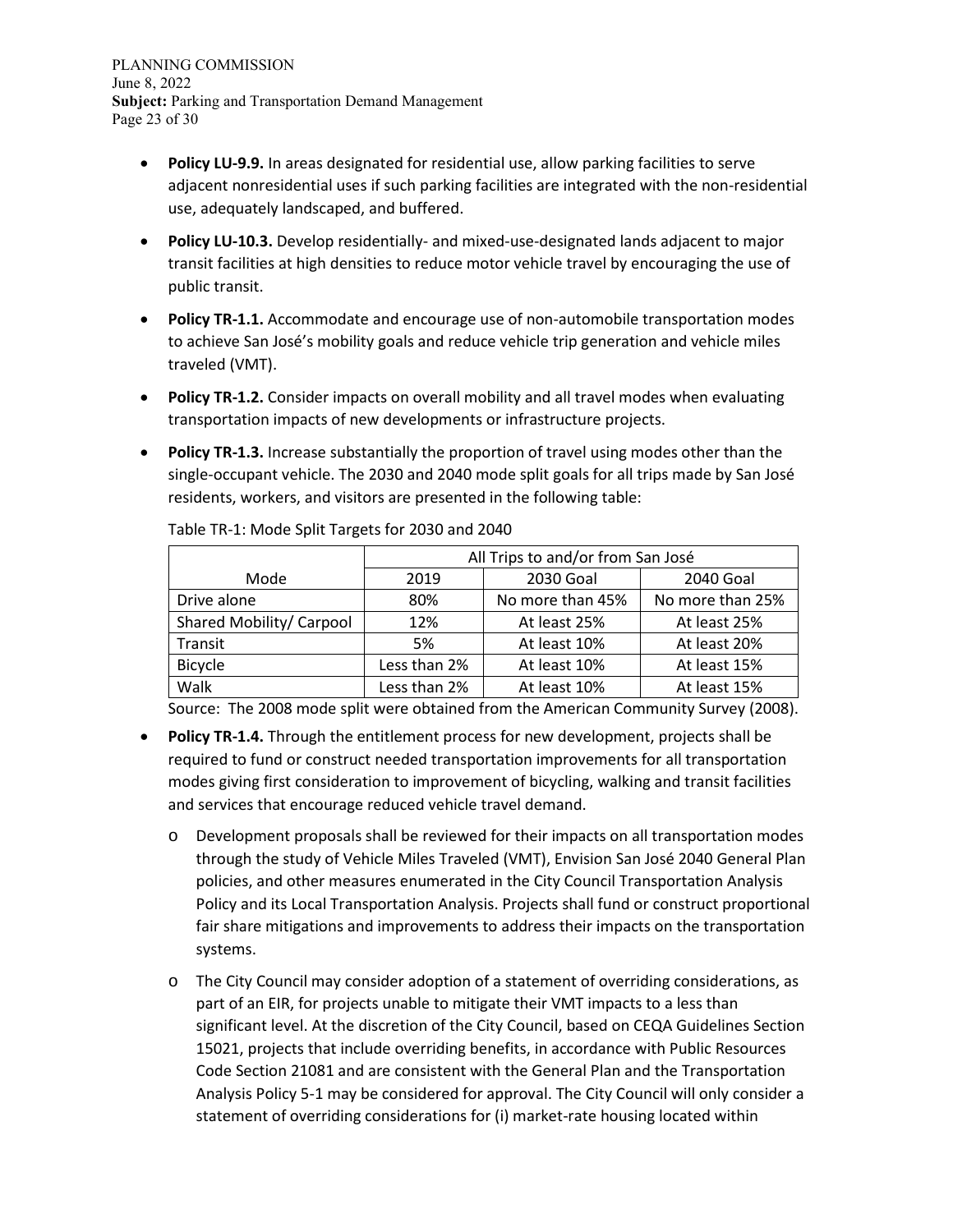- **Policy LU-9.9.** In areas designated for residential use, allow parking facilities to serve adjacent nonresidential uses if such parking facilities are integrated with the non-residential use, adequately landscaped, and buffered.

- **Policy LU-10.3.** Develop residentially- and mixed-use-designated lands adjacent to major transit facilities at high densities to reduce motor vehicle travel by encouraging the use of public transit.

- **Policy TR-1.1.** Accommodate and encourage use of non-automobile transportation modes to achieve San José's mobility goals and reduce vehicle trip generation and vehicle miles traveled (VMT).

- **Policy TR-1.2.** Consider impacts on overall mobility and all travel modes when evaluating transportation impacts of new developments or infrastructure projects.

- **Policy TR-1.3.** Increase substantially the proportion of travel using modes other than the single-occupant vehicle. The 2030 and 2040 mode split goals for all trips made by San José residents, workers, and visitors are presented in the following table:

Table TR-1: Mode Split Targets for 2030 and 2040

| | All Trips to and/or from San José | | |
|---|---|---|---|
| Mode | 2019 | 2030 Goal | 2040 Goal |
| Drive alone | 80% | No more than 45% | No more than 25% |
| Shared Mobility/ Carpool | 12% | At least 25% | At least 25% |
| Transit | 5% | At least 10% | At least 20% |
| Bicycle | Less than 2% | At least 10% | At least 15% |
| Walk | Less than 2% | At least 10% | At least 15% |

Source: The 2008 mode split were obtained from the American Community Survey (2008).

- **Policy TR-1.4.** Through the entitlement process for new development, projects shall be required to fund or construct needed transportation improvements for all transportation modes giving first consideration to improvement of bicycling, walking and transit facilities and services that encourage reduced vehicle travel demand.
  - Development proposals shall be reviewed for their impacts on all transportation modes through the study of Vehicle Miles Traveled (VMT), Envision San José 2040 General Plan policies, and other measures enumerated in the City Council Transportation Analysis Policy and its Local Transportation Analysis. Projects shall fund or construct proportional fair share mitigations and improvements to address their impacts on the transportation systems.
  - The City Council may consider adoption of a statement of overriding considerations, as part of an EIR, for projects unable to mitigate their VMT impacts to a less than significant level. At the discretion of the City Council, based on CEQA Guidelines Section 15021, projects that include overriding benefits, in accordance with Public Resources Code Section 21081 and are consistent with the General Plan and the Transportation Analysis Policy 5-1 may be considered for approval. The City Council will only consider a statement of overriding considerations for (i) market-rate housing located within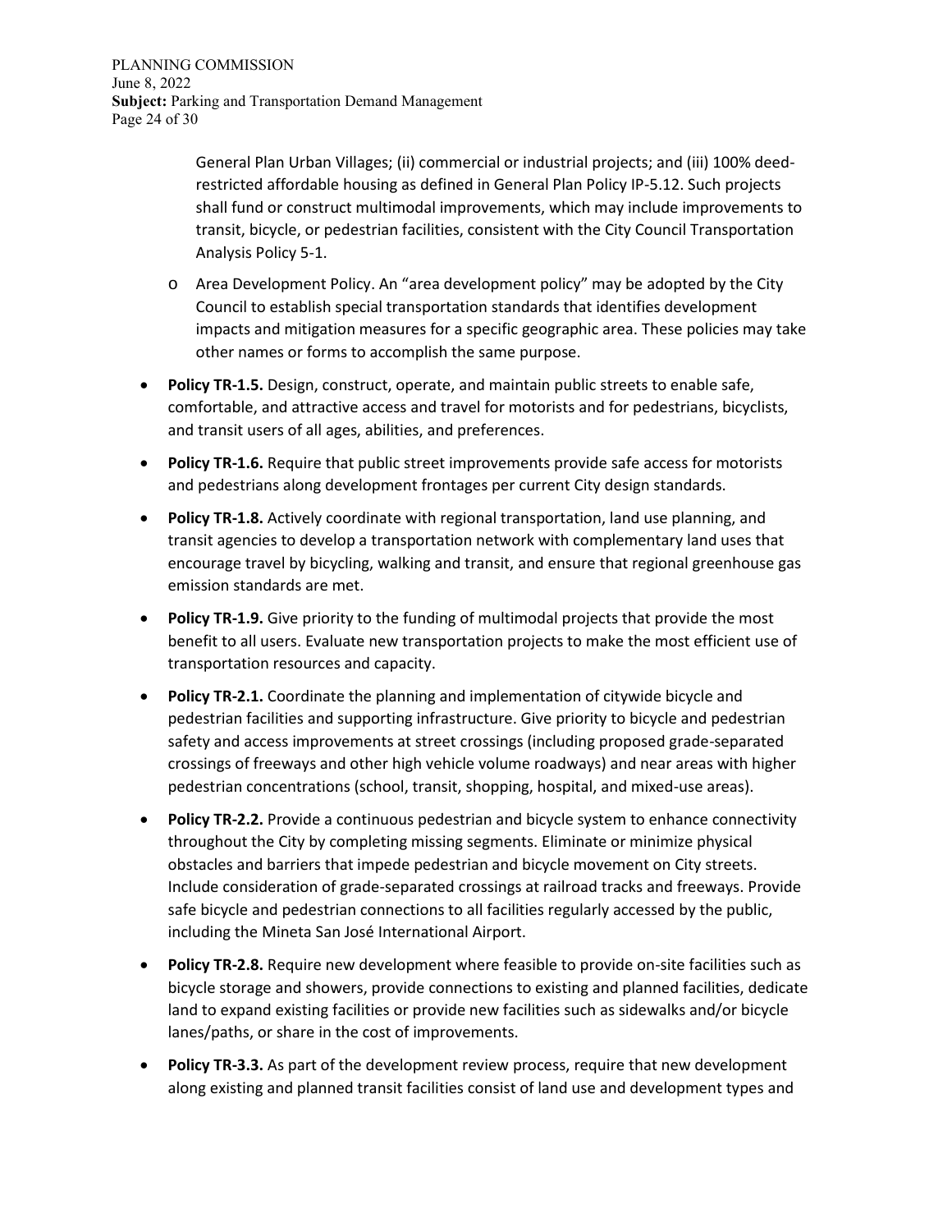General Plan Urban Villages; (ii) commercial or industrial projects; and (iii) 100% deed-restricted affordable housing as defined in General Plan Policy IP-5.12. Such projects shall fund or construct multimodal improvements, which may include improvements to transit, bicycle, or pedestrian facilities, consistent with the City Council Transportation Analysis Policy 5-1.

  - Area Development Policy. An "area development policy" may be adopted by the City Council to establish special transportation standards that identifies development impacts and mitigation measures for a specific geographic area. These policies may take other names or forms to accomplish the same purpose.

- **Policy TR-1.5.** Design, construct, operate, and maintain public streets to enable safe, comfortable, and attractive access and travel for motorists and for pedestrians, bicyclists, and transit users of all ages, abilities, and preferences.
- **Policy TR-1.6.** Require that public street improvements provide safe access for motorists and pedestrians along development frontages per current City design standards.
- **Policy TR-1.8.** Actively coordinate with regional transportation, land use planning, and transit agencies to develop a transportation network with complementary land uses that encourage travel by bicycling, walking and transit, and ensure that regional greenhouse gas emission standards are met.
- **Policy TR-1.9.** Give priority to the funding of multimodal projects that provide the most benefit to all users. Evaluate new transportation projects to make the most efficient use of transportation resources and capacity.
- **Policy TR-2.1.** Coordinate the planning and implementation of citywide bicycle and pedestrian facilities and supporting infrastructure. Give priority to bicycle and pedestrian safety and access improvements at street crossings (including proposed grade-separated crossings of freeways and other high vehicle volume roadways) and near areas with higher pedestrian concentrations (school, transit, shopping, hospital, and mixed-use areas).
- **Policy TR-2.2.** Provide a continuous pedestrian and bicycle system to enhance connectivity throughout the City by completing missing segments. Eliminate or minimize physical obstacles and barriers that impede pedestrian and bicycle movement on City streets. Include consideration of grade-separated crossings at railroad tracks and freeways. Provide safe bicycle and pedestrian connections to all facilities regularly accessed by the public, including the Mineta San José International Airport.
- **Policy TR-2.8.** Require new development where feasible to provide on-site facilities such as bicycle storage and showers, provide connections to existing and planned facilities, dedicate land to expand existing facilities or provide new facilities such as sidewalks and/or bicycle lanes/paths, or share in the cost of improvements.
- **Policy TR-3.3.** As part of the development review process, require that new development along existing and planned transit facilities consist of land use and development types and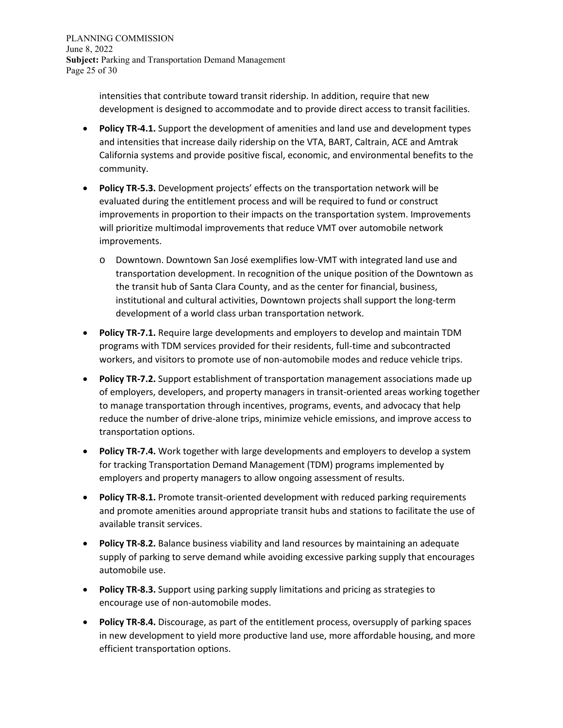intensities that contribute toward transit ridership. In addition, require that new development is designed to accommodate and to provide direct access to transit facilities.

- **Policy TR-4.1.** Support the development of amenities and land use and development types and intensities that increase daily ridership on the VTA, BART, Caltrain, ACE and Amtrak California systems and provide positive fiscal, economic, and environmental benefits to the community.
- **Policy TR-5.3.** Development projects' effects on the transportation network will be evaluated during the entitlement process and will be required to fund or construct improvements in proportion to their impacts on the transportation system. Improvements will prioritize multimodal improvements that reduce VMT over automobile network improvements.
  - Downtown. Downtown San José exemplifies low-VMT with integrated land use and transportation development. In recognition of the unique position of the Downtown as the transit hub of Santa Clara County, and as the center for financial, business, institutional and cultural activities, Downtown projects shall support the long-term development of a world class urban transportation network.
- **Policy TR-7.1.** Require large developments and employers to develop and maintain TDM programs with TDM services provided for their residents, full-time and subcontracted workers, and visitors to promote use of non-automobile modes and reduce vehicle trips.
- **Policy TR-7.2.** Support establishment of transportation management associations made up of employers, developers, and property managers in transit-oriented areas working together to manage transportation through incentives, programs, events, and advocacy that help reduce the number of drive-alone trips, minimize vehicle emissions, and improve access to transportation options.
- **Policy TR-7.4.** Work together with large developments and employers to develop a system for tracking Transportation Demand Management (TDM) programs implemented by employers and property managers to allow ongoing assessment of results.
- **Policy TR-8.1.** Promote transit-oriented development with reduced parking requirements and promote amenities around appropriate transit hubs and stations to facilitate the use of available transit services.
- **Policy TR-8.2.** Balance business viability and land resources by maintaining an adequate supply of parking to serve demand while avoiding excessive parking supply that encourages automobile use.
- **Policy TR-8.3.** Support using parking supply limitations and pricing as strategies to encourage use of non-automobile modes.
- **Policy TR-8.4.** Discourage, as part of the entitlement process, oversupply of parking spaces in new development to yield more productive land use, more affordable housing, and more efficient transportation options.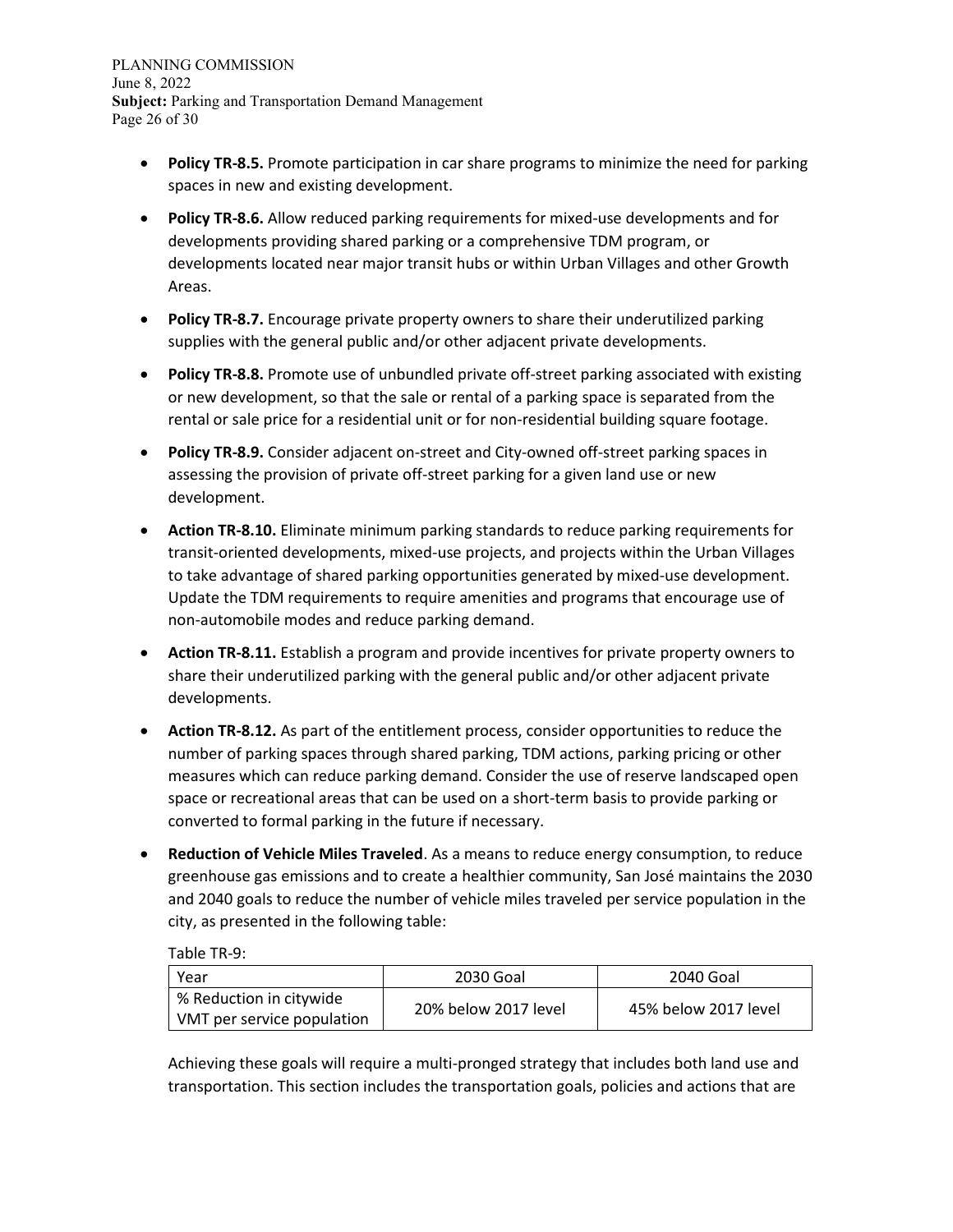- **Policy TR-8.5.** Promote participation in car share programs to minimize the need for parking spaces in new and existing development.
- **Policy TR-8.6.** Allow reduced parking requirements for mixed-use developments and for developments providing shared parking or a comprehensive TDM program, or developments located near major transit hubs or within Urban Villages and other Growth Areas.
- **Policy TR-8.7.** Encourage private property owners to share their underutilized parking supplies with the general public and/or other adjacent private developments.
- **Policy TR-8.8.** Promote use of unbundled private off-street parking associated with existing or new development, so that the sale or rental of a parking space is separated from the rental or sale price for a residential unit or for non-residential building square footage.
- **Policy TR-8.9.** Consider adjacent on-street and City-owned off-street parking spaces in assessing the provision of private off-street parking for a given land use or new development.
- **Action TR-8.10.** Eliminate minimum parking standards to reduce parking requirements for transit-oriented developments, mixed-use projects, and projects within the Urban Villages to take advantage of shared parking opportunities generated by mixed-use development. Update the TDM requirements to require amenities and programs that encourage use of non-automobile modes and reduce parking demand.
- **Action TR-8.11.** Establish a program and provide incentives for private property owners to share their underutilized parking with the general public and/or other adjacent private developments.
- **Action TR-8.12.** As part of the entitlement process, consider opportunities to reduce the number of parking spaces through shared parking, TDM actions, parking pricing or other measures which can reduce parking demand. Consider the use of reserve landscaped open space or recreational areas that can be used on a short-term basis to provide parking or converted to formal parking in the future if necessary.
- **Reduction of Vehicle Miles Traveled**. As a means to reduce energy consumption, to reduce greenhouse gas emissions and to create a healthier community, San José maintains the 2030 and 2040 goals to reduce the number of vehicle miles traveled per service population in the city, as presented in the following table:

  Table TR-9:

  | Year | 2030 Goal | 2040 Goal |
  | --- | --- | --- |
  | % Reduction in citywide VMT per service population | 20% below 2017 level | 45% below 2017 level |

  Achieving these goals will require a multi-pronged strategy that includes both land use and transportation. This section includes the transportation goals, policies and actions that are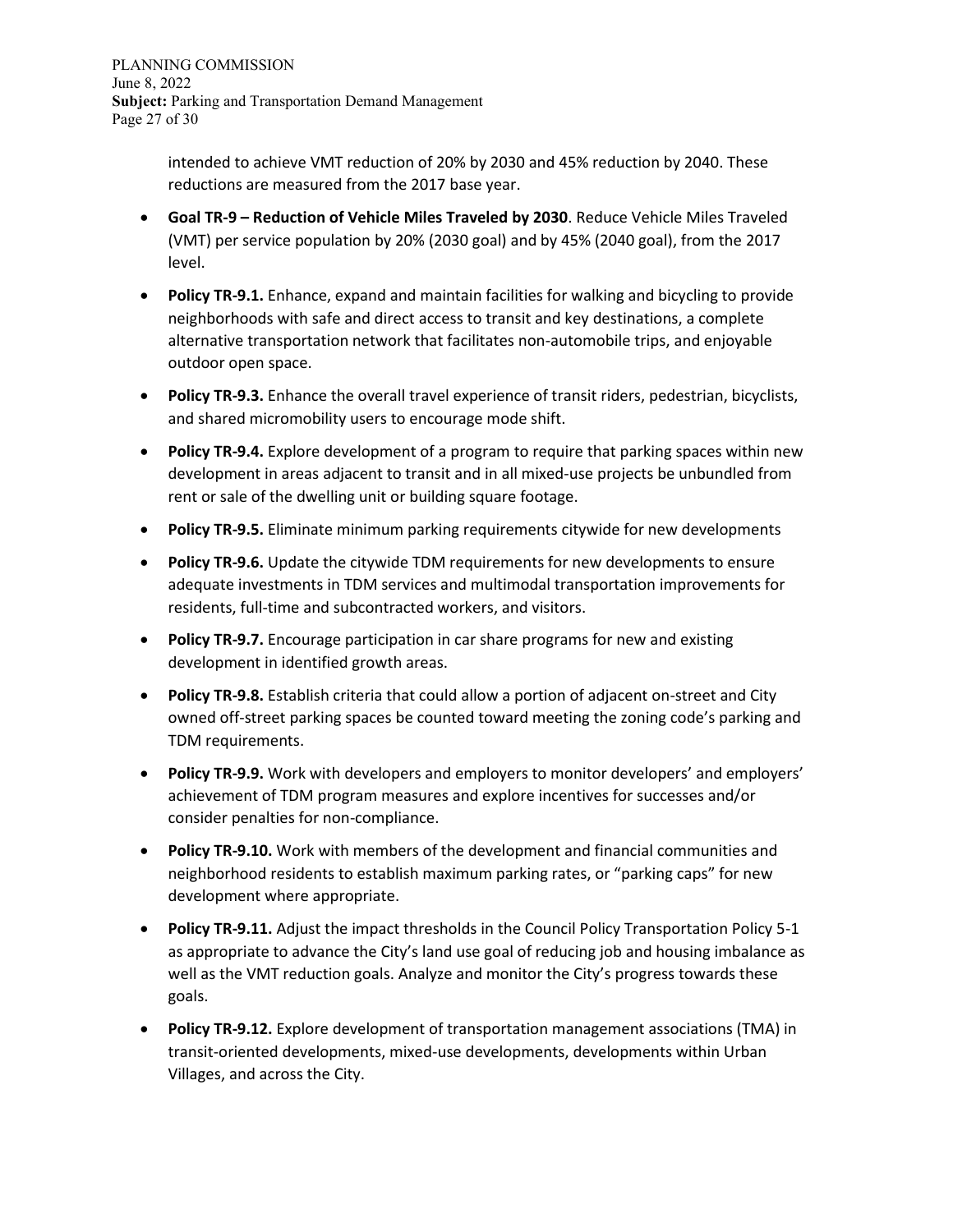intended to achieve VMT reduction of 20% by 2030 and 45% reduction by 2040. These reductions are measured from the 2017 base year.

- **Goal TR-9 – Reduction of Vehicle Miles Traveled by 2030**. Reduce Vehicle Miles Traveled (VMT) per service population by 20% (2030 goal) and by 45% (2040 goal), from the 2017 level.
- **Policy TR-9.1.** Enhance, expand and maintain facilities for walking and bicycling to provide neighborhoods with safe and direct access to transit and key destinations, a complete alternative transportation network that facilitates non-automobile trips, and enjoyable outdoor open space.
- **Policy TR-9.3.** Enhance the overall travel experience of transit riders, pedestrian, bicyclists, and shared micromobility users to encourage mode shift.
- **Policy TR-9.4.** Explore development of a program to require that parking spaces within new development in areas adjacent to transit and in all mixed-use projects be unbundled from rent or sale of the dwelling unit or building square footage.
- **Policy TR-9.5.** Eliminate minimum parking requirements citywide for new developments
- **Policy TR-9.6.** Update the citywide TDM requirements for new developments to ensure adequate investments in TDM services and multimodal transportation improvements for residents, full-time and subcontracted workers, and visitors.
- **Policy TR-9.7.** Encourage participation in car share programs for new and existing development in identified growth areas.
- **Policy TR-9.8.** Establish criteria that could allow a portion of adjacent on-street and City owned off-street parking spaces be counted toward meeting the zoning code's parking and TDM requirements.
- **Policy TR-9.9.** Work with developers and employers to monitor developers' and employers' achievement of TDM program measures and explore incentives for successes and/or consider penalties for non-compliance.
- **Policy TR-9.10.** Work with members of the development and financial communities and neighborhood residents to establish maximum parking rates, or "parking caps" for new development where appropriate.
- **Policy TR-9.11.** Adjust the impact thresholds in the Council Policy Transportation Policy 5-1 as appropriate to advance the City's land use goal of reducing job and housing imbalance as well as the VMT reduction goals. Analyze and monitor the City's progress towards these goals.
- **Policy TR-9.12.** Explore development of transportation management associations (TMA) in transit-oriented developments, mixed-use developments, developments within Urban Villages, and across the City.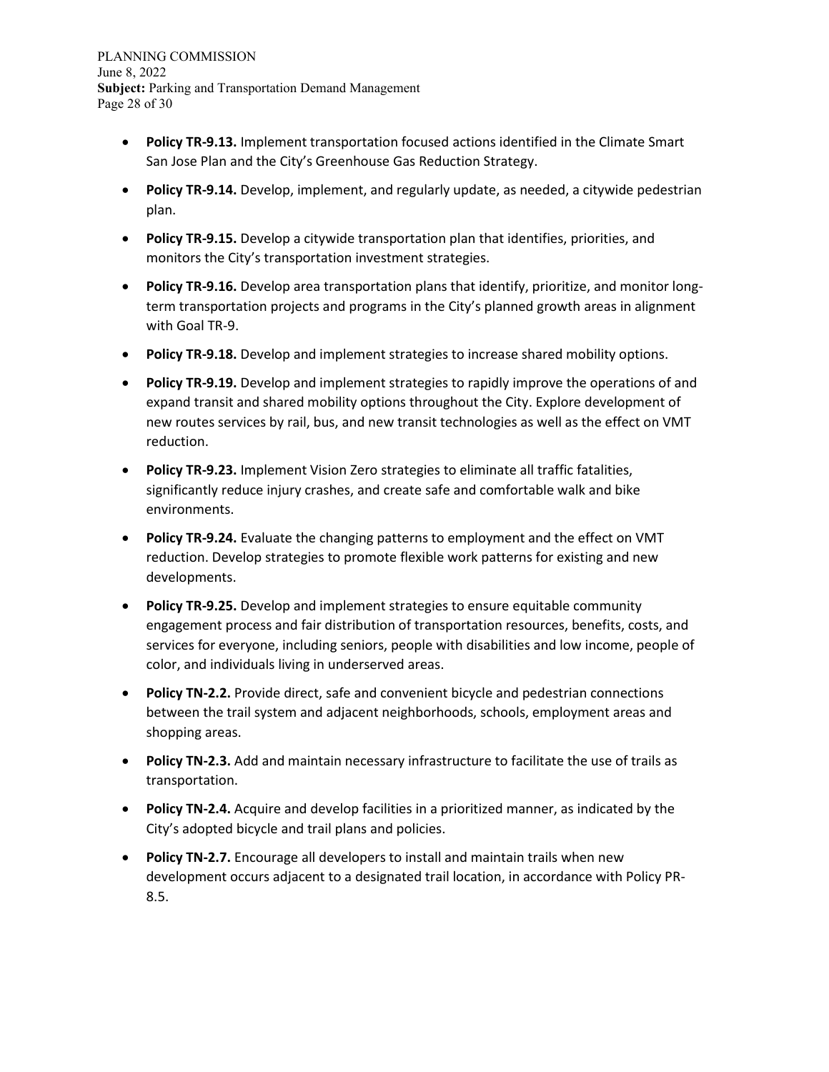- **Policy TR-9.13.** Implement transportation focused actions identified in the Climate Smart San Jose Plan and the City's Greenhouse Gas Reduction Strategy.
- **Policy TR-9.14.** Develop, implement, and regularly update, as needed, a citywide pedestrian plan.
- **Policy TR-9.15.** Develop a citywide transportation plan that identifies, priorities, and monitors the City's transportation investment strategies.
- **Policy TR-9.16.** Develop area transportation plans that identify, prioritize, and monitor long-term transportation projects and programs in the City's planned growth areas in alignment with Goal TR-9.
- **Policy TR-9.18.** Develop and implement strategies to increase shared mobility options.
- **Policy TR-9.19.** Develop and implement strategies to rapidly improve the operations of and expand transit and shared mobility options throughout the City. Explore development of new routes services by rail, bus, and new transit technologies as well as the effect on VMT reduction.
- **Policy TR-9.23.** Implement Vision Zero strategies to eliminate all traffic fatalities, significantly reduce injury crashes, and create safe and comfortable walk and bike environments.
- **Policy TR-9.24.** Evaluate the changing patterns to employment and the effect on VMT reduction. Develop strategies to promote flexible work patterns for existing and new developments.
- **Policy TR-9.25.** Develop and implement strategies to ensure equitable community engagement process and fair distribution of transportation resources, benefits, costs, and services for everyone, including seniors, people with disabilities and low income, people of color, and individuals living in underserved areas.
- **Policy TN-2.2.** Provide direct, safe and convenient bicycle and pedestrian connections between the trail system and adjacent neighborhoods, schools, employment areas and shopping areas.
- **Policy TN-2.3.** Add and maintain necessary infrastructure to facilitate the use of trails as transportation.
- **Policy TN-2.4.** Acquire and develop facilities in a prioritized manner, as indicated by the City's adopted bicycle and trail plans and policies.
- **Policy TN-2.7.** Encourage all developers to install and maintain trails when new development occurs adjacent to a designated trail location, in accordance with Policy PR-8.5.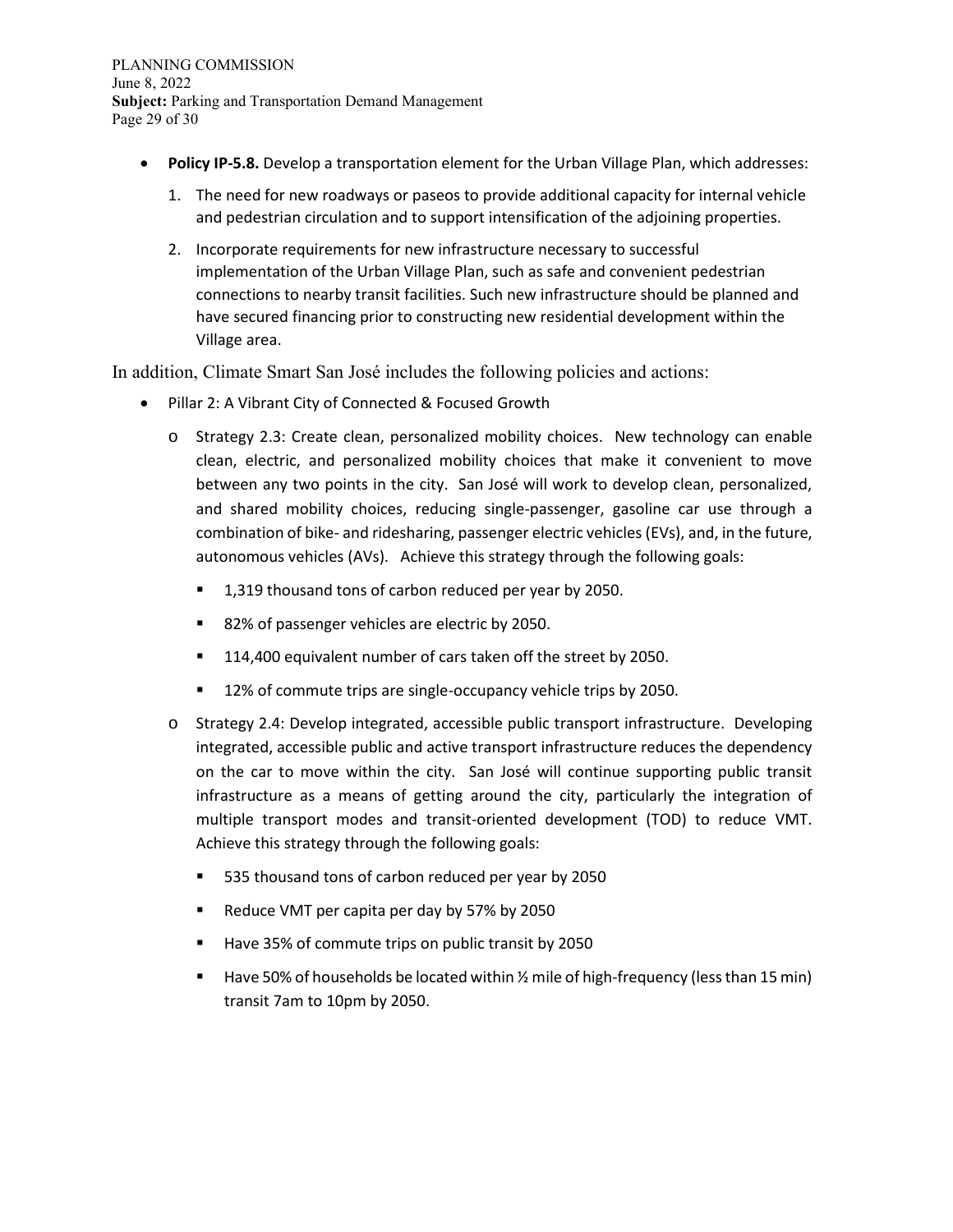- **Policy IP-5.8.** Develop a transportation element for the Urban Village Plan, which addresses:
    1. The need for new roadways or paseos to provide additional capacity for internal vehicle and pedestrian circulation and to support intensification of the adjoining properties.
    2. Incorporate requirements for new infrastructure necessary to successful implementation of the Urban Village Plan, such as safe and convenient pedestrian connections to nearby transit facilities. Such new infrastructure should be planned and have secured financing prior to constructing new residential development within the Village area.

In addition, Climate Smart San José includes the following policies and actions:

- Pillar 2: A Vibrant City of Connected & Focused Growth
    - Strategy 2.3: Create clean, personalized mobility choices. New technology can enable clean, electric, and personalized mobility choices that make it convenient to move between any two points in the city. San José will work to develop clean, personalized, and shared mobility choices, reducing single-passenger, gasoline car use through a combination of bike- and ridesharing, passenger electric vehicles (EVs), and, in the future, autonomous vehicles (AVs). Achieve this strategy through the following goals:
        - 1,319 thousand tons of carbon reduced per year by 2050.
        - 82% of passenger vehicles are electric by 2050.
        - 114,400 equivalent number of cars taken off the street by 2050.
        - 12% of commute trips are single-occupancy vehicle trips by 2050.
    - Strategy 2.4: Develop integrated, accessible public transport infrastructure. Developing integrated, accessible public and active transport infrastructure reduces the dependency on the car to move within the city. San José will continue supporting public transit infrastructure as a means of getting around the city, particularly the integration of multiple transport modes and transit-oriented development (TOD) to reduce VMT. Achieve this strategy through the following goals:
        - 535 thousand tons of carbon reduced per year by 2050
        - Reduce VMT per capita per day by 57% by 2050
        - Have 35% of commute trips on public transit by 2050
        - Have 50% of households be located within ½ mile of high-frequency (less than 15 min) transit 7am to 10pm by 2050.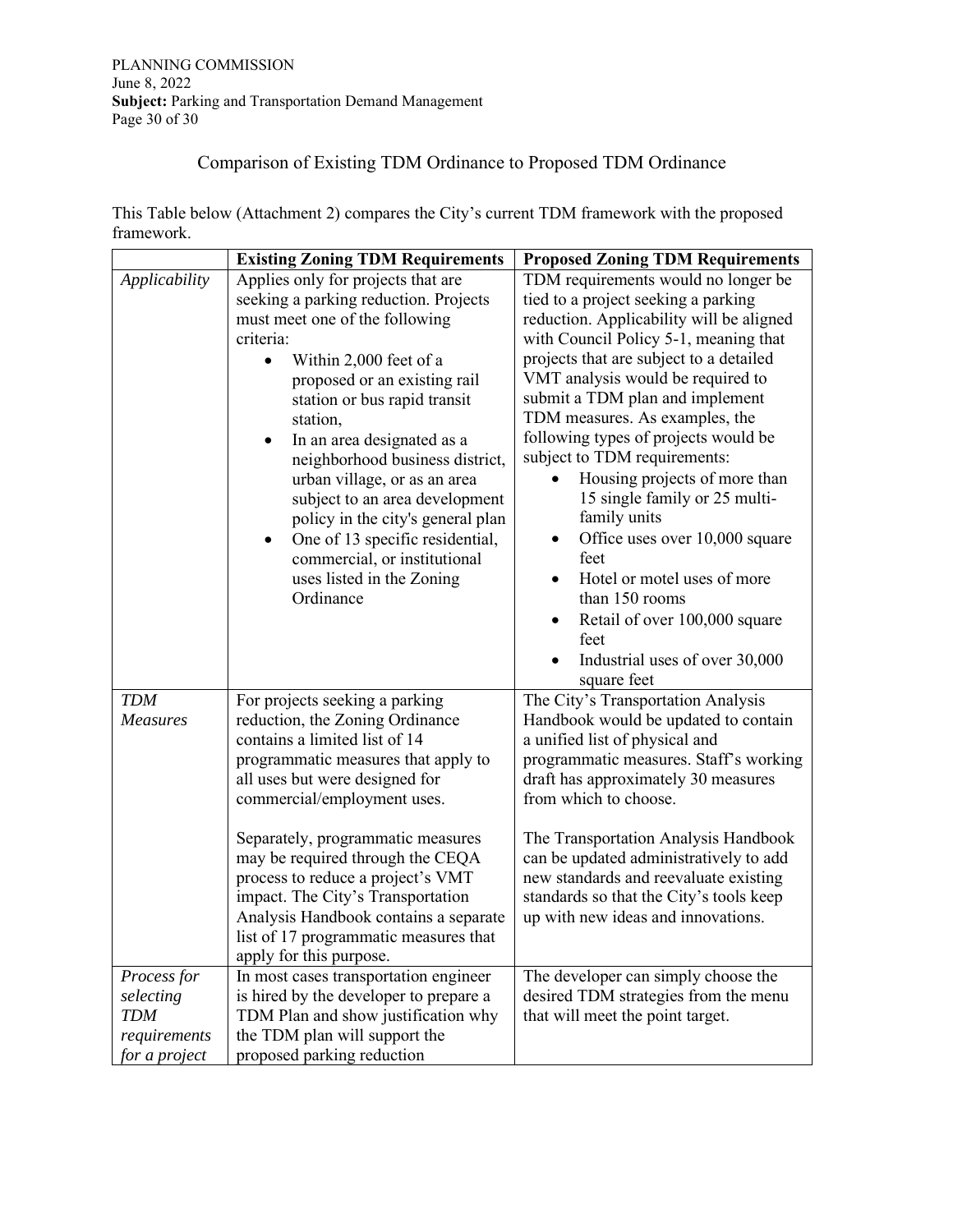## Comparison of Existing TDM Ordinance to Proposed TDM Ordinance

This Table below (Attachment 2) compares the City's current TDM framework with the proposed framework.

| | Existing Zoning TDM Requirements | Proposed Zoning TDM Requirements |
|---|---|---|
| *Applicability* | Applies only for projects that are seeking a parking reduction. Projects must meet one of the following criteria:<br>• Within 2,000 feet of a proposed or an existing rail station or bus rapid transit station,<br>• In an area designated as a neighborhood business district, urban village, or as an area subject to an area development policy in the city's general plan<br>• One of 13 specific residential, commercial, or institutional uses listed in the Zoning Ordinance | TDM requirements would no longer be tied to a project seeking a parking reduction. Applicability will be aligned with Council Policy 5-1, meaning that projects that are subject to a detailed VMT analysis would be required to submit a TDM plan and implement TDM measures. As examples, the following types of projects would be subject to TDM requirements:<br>• Housing projects of more than 15 single family or 25 multi-family units<br>• Office uses over 10,000 square feet<br>• Hotel or motel uses of more than 150 rooms<br>• Retail of over 100,000 square feet<br>• Industrial uses of over 30,000 square feet |
| *TDM Measures* | For projects seeking a parking reduction, the Zoning Ordinance contains a limited list of 14 programmatic measures that apply to all uses but were designed for commercial/employment uses.<br><br>Separately, programmatic measures may be required through the CEQA process to reduce a project's VMT impact. The City's Transportation Analysis Handbook contains a separate list of 17 programmatic measures that apply for this purpose. | The City's Transportation Analysis Handbook would be updated to contain a unified list of physical and programmatic measures. Staff's working draft has approximately 30 measures from which to choose.<br><br>The Transportation Analysis Handbook can be updated administratively to add new standards and reevaluate existing standards so that the City's tools keep up with new ideas and innovations. |
| *Process for selecting TDM requirements for a project* | In most cases transportation engineer is hired by the developer to prepare a TDM Plan and show justification why the TDM plan will support the proposed parking reduction | The developer can simply choose the desired TDM strategies from the menu that will meet the point target. |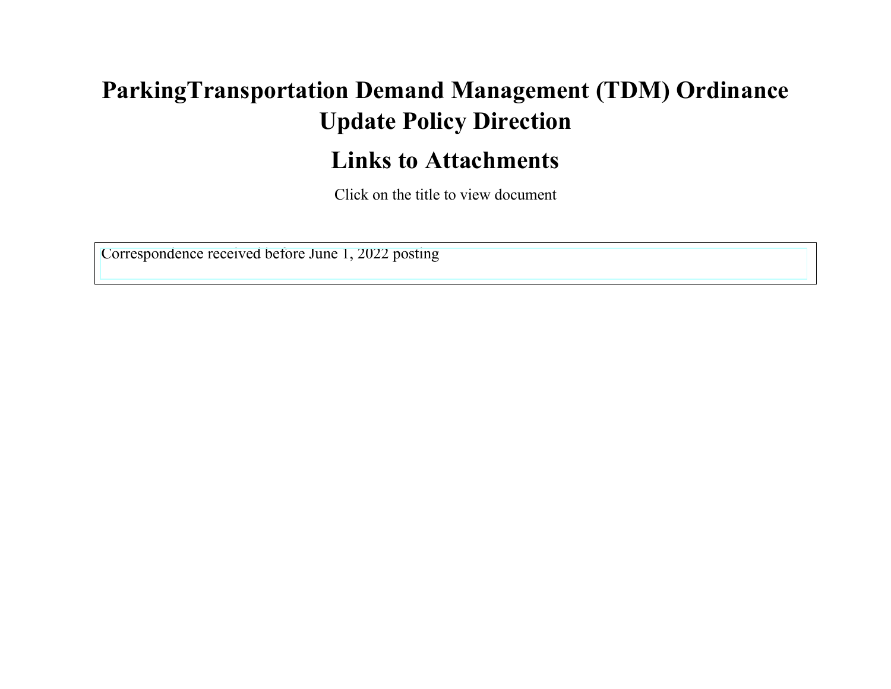# ParkingTransportation Demand Management (TDM) Ordinance Update Policy Direction

## Links to Attachments

Click on the title to view document

| |
|---|
| Correspondence received before June 1, 2022 posting |